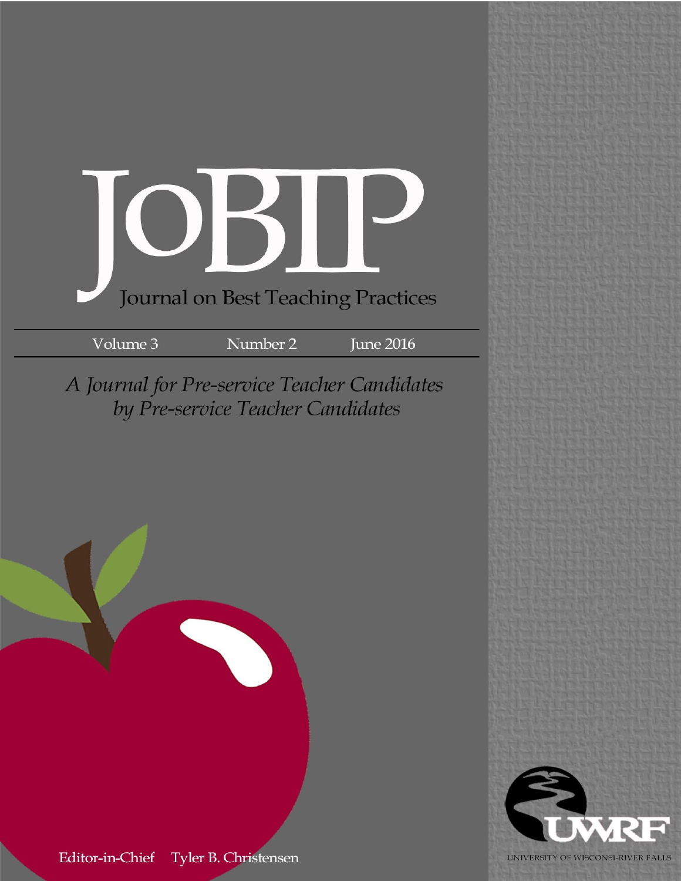# JoBTP

## Journal on Best Teaching Practices

Volume 3 Number 2 June 2016

*A Journal for Pre-service Teacher Candidates by Pre-service Teacher Candidates*

Editor-in-Chief Tyler B. Christensen

UWRF

UNIVERSITY OF WISCONSIN-RIVER FALLS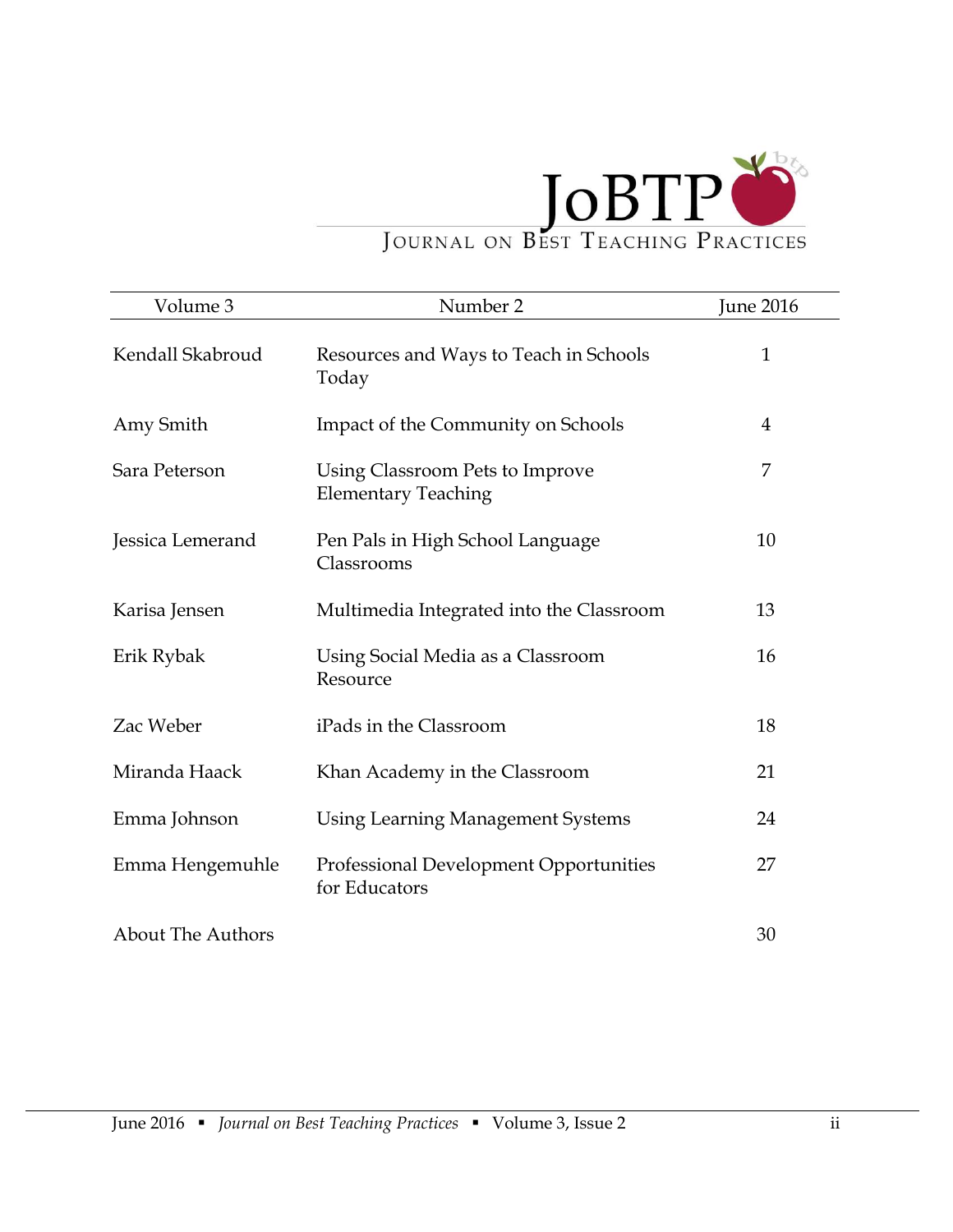# JoBTP

JOURNAL ON BEST TEACHING PRACTICES

| Volume 3 | Number 2 | June 2016 |
| --- | --- | --- |
| Kendall Skabroud | Resources and Ways to Teach in Schools Today | 1 |
| Amy Smith | Impact of the Community on Schools | 4 |
| Sara Peterson | Using Classroom Pets to Improve Elementary Teaching | 7 |
| Jessica Lemerand | Pen Pals in High School Language Classrooms | 10 |
| Karisa Jensen | Multimedia Integrated into the Classroom | 13 |
| Erik Rybak | Using Social Media as a Classroom Resource | 16 |
| Zac Weber | iPads in the Classroom | 18 |
| Miranda Haack | Khan Academy in the Classroom | 21 |
| Emma Johnson | Using Learning Management Systems | 24 |
| Emma Hengemuhle | Professional Development Opportunities for Educators | 27 |
| About The Authors | | 30 |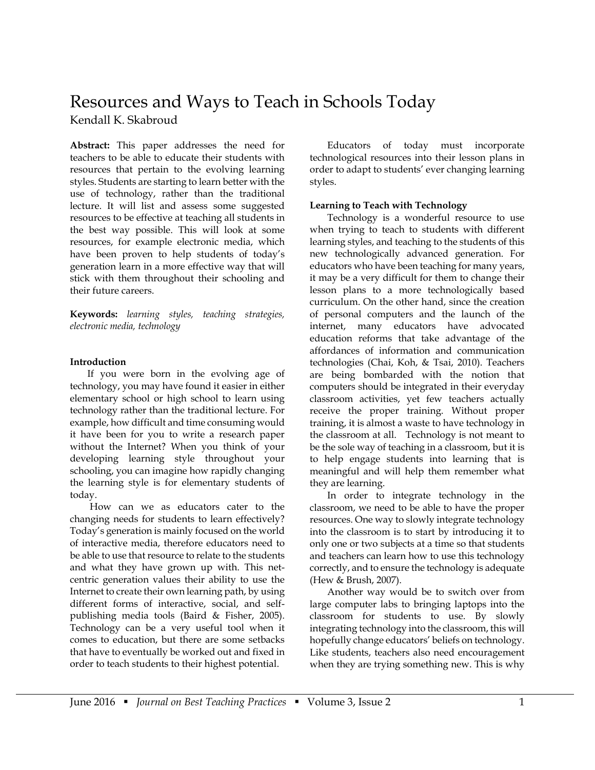# Resources and Ways to Teach in Schools Today

Kendall K. Skabroud

**Abstract:** This paper addresses the need for teachers to be able to educate their students with resources that pertain to the evolving learning styles. Students are starting to learn better with the use of technology, rather than the traditional lecture. It will list and assess some suggested resources to be effective at teaching all students in the best way possible. This will look at some resources, for example electronic media, which have been proven to help students of today's generation learn in a more effective way that will stick with them throughout their schooling and their future careers.

**Keywords:** *learning styles, teaching strategies, electronic media, technology*

## Introduction

If you were born in the evolving age of technology, you may have found it easier in either elementary school or high school to learn using technology rather than the traditional lecture. For example, how difficult and time consuming would it have been for you to write a research paper without the Internet? When you think of your developing learning style throughout your schooling, you can imagine how rapidly changing the learning style is for elementary students of today.

How can we as educators cater to the changing needs for students to learn effectively? Today's generation is mainly focused on the world of interactive media, therefore educators need to be able to use that resource to relate to the students and what they have grown up with. This net-centric generation values their ability to use the Internet to create their own learning path, by using different forms of interactive, social, and self-publishing media tools (Baird & Fisher, 2005). Technology can be a very useful tool when it comes to education, but there are some setbacks that have to eventually be worked out and fixed in order to teach students to their highest potential.

Educators of today must incorporate technological resources into their lesson plans in order to adapt to students' ever changing learning styles.

## Learning to Teach with Technology

Technology is a wonderful resource to use when trying to teach to students with different learning styles, and teaching to the students of this new technologically advanced generation. For educators who have been teaching for many years, it may be a very difficult for them to change their lesson plans to a more technologically based curriculum. On the other hand, since the creation of personal computers and the launch of the internet, many educators have advocated education reforms that take advantage of the affordances of information and communication technologies (Chai, Koh, & Tsai, 2010). Teachers are being bombarded with the notion that computers should be integrated in their everyday classroom activities, yet few teachers actually receive the proper training. Without proper training, it is almost a waste to have technology in the classroom at all. Technology is not meant to be the sole way of teaching in a classroom, but it is to help engage students into learning that is meaningful and will help them remember what they are learning.

In order to integrate technology in the classroom, we need to be able to have the proper resources. One way to slowly integrate technology into the classroom is to start by introducing it to only one or two subjects at a time so that students and teachers can learn how to use this technology correctly, and to ensure the technology is adequate (Hew & Brush, 2007).

Another way would be to switch over from large computer labs to bringing laptops into the classroom for students to use. By slowly integrating technology into the classroom, this will hopefully change educators' beliefs on technology. Like students, teachers also need encouragement when they are trying something new. This is why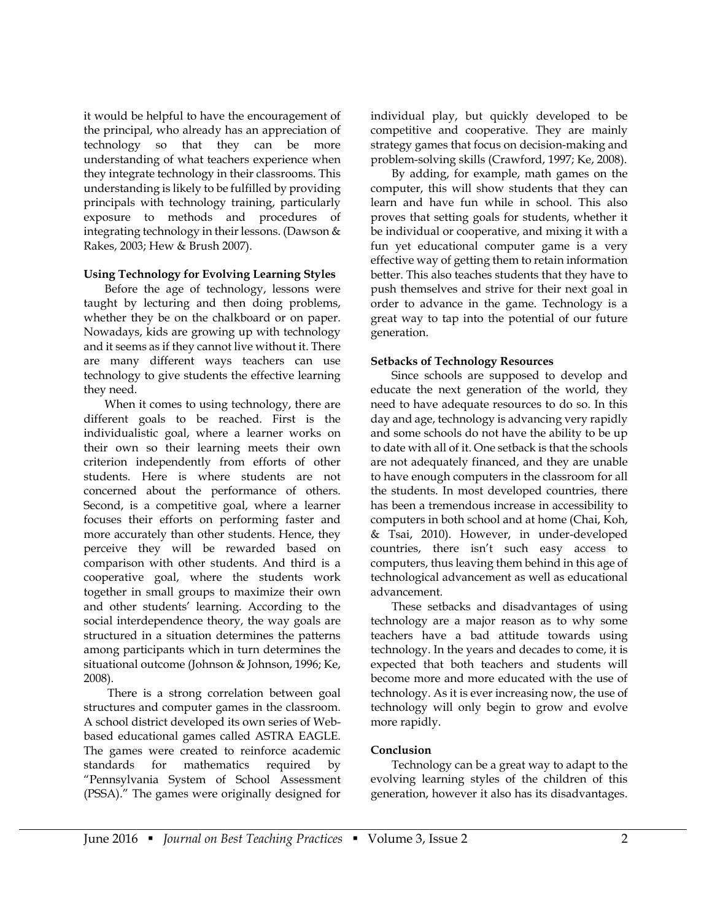it would be helpful to have the encouragement of the principal, who already has an appreciation of technology so that they can be more understanding of what teachers experience when they integrate technology in their classrooms. This understanding is likely to be fulfilled by providing principals with technology training, particularly exposure to methods and procedures of integrating technology in their lessons. (Dawson & Rakes, 2003; Hew & Brush 2007).

**Using Technology for Evolving Learning Styles**

Before the age of technology, lessons were taught by lecturing and then doing problems, whether they be on the chalkboard or on paper. Nowadays, kids are growing up with technology and it seems as if they cannot live without it. There are many different ways teachers can use technology to give students the effective learning they need.

When it comes to using technology, there are different goals to be reached. First is the individualistic goal, where a learner works on their own so their learning meets their own criterion independently from efforts of other students. Here is where students are not concerned about the performance of others. Second, is a competitive goal, where a learner focuses their efforts on performing faster and more accurately than other students. Hence, they perceive they will be rewarded based on comparison with other students. And third is a cooperative goal, where the students work together in small groups to maximize their own and other students' learning. According to the social interdependence theory, the way goals are structured in a situation determines the patterns among participants which in turn determines the situational outcome (Johnson & Johnson, 1996; Ke, 2008).

There is a strong correlation between goal structures and computer games in the classroom. A school district developed its own series of Web-based educational games called ASTRA EAGLE. The games were created to reinforce academic standards for mathematics required by "Pennsylvania System of School Assessment (PSSA)." The games were originally designed for individual play, but quickly developed to be competitive and cooperative. They are mainly strategy games that focus on decision-making and problem-solving skills (Crawford, 1997; Ke, 2008).

By adding, for example, math games on the computer, this will show students that they can learn and have fun while in school. This also proves that setting goals for students, whether it be individual or cooperative, and mixing it with a fun yet educational computer game is a very effective way of getting them to retain information better. This also teaches students that they have to push themselves and strive for their next goal in order to advance in the game. Technology is a great way to tap into the potential of our future generation.

**Setbacks of Technology Resources**

Since schools are supposed to develop and educate the next generation of the world, they need to have adequate resources to do so. In this day and age, technology is advancing very rapidly and some schools do not have the ability to be up to date with all of it. One setback is that the schools are not adequately financed, and they are unable to have enough computers in the classroom for all the students. In most developed countries, there has been a tremendous increase in accessibility to computers in both school and at home (Chai, Koh, & Tsai, 2010). However, in under-developed countries, there isn't such easy access to computers, thus leaving them behind in this age of technological advancement as well as educational advancement.

These setbacks and disadvantages of using technology are a major reason as to why some teachers have a bad attitude towards using technology. In the years and decades to come, it is expected that both teachers and students will become more and more educated with the use of technology. As it is ever increasing now, the use of technology will only begin to grow and evolve more rapidly.

**Conclusion**

Technology can be a great way to adapt to the evolving learning styles of the children of this generation, however it also has its disadvantages.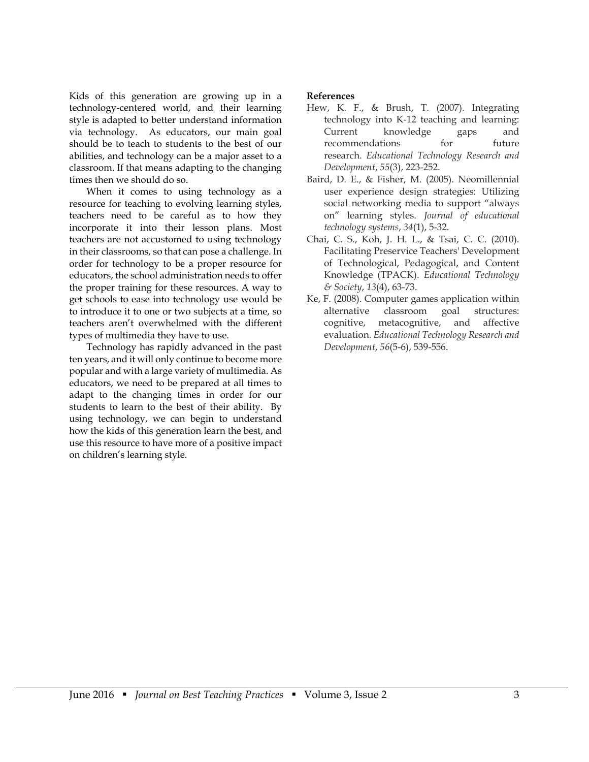Kids of this generation are growing up in a technology-centered world, and their learning style is adapted to better understand information via technology. As educators, our main goal should be to teach to students to the best of our abilities, and technology can be a major asset to a classroom. If that means adapting to the changing times then we should do so.

When it comes to using technology as a resource for teaching to evolving learning styles, teachers need to be careful as to how they incorporate it into their lesson plans. Most teachers are not accustomed to using technology in their classrooms, so that can pose a challenge. In order for technology to be a proper resource for educators, the school administration needs to offer the proper training for these resources. A way to get schools to ease into technology use would be to introduce it to one or two subjects at a time, so teachers aren't overwhelmed with the different types of multimedia they have to use.

Technology has rapidly advanced in the past ten years, and it will only continue to become more popular and with a large variety of multimedia. As educators, we need to be prepared at all times to adapt to the changing times in order for our students to learn to the best of their ability. By using technology, we can begin to understand how the kids of this generation learn the best, and use this resource to have more of a positive impact on children's learning style.

**References**

Hew, K. F., & Brush, T. (2007). Integrating technology into K-12 teaching and learning: Current knowledge gaps and recommendations for future research. *Educational Technology Research and Development*, *55*(3), 223-252.

Baird, D. E., & Fisher, M. (2005). Neomillennial user experience design strategies: Utilizing social networking media to support "always on" learning styles. *Journal of educational technology systems*, *34*(1), 5-32.

Chai, C. S., Koh, J. H. L., & Tsai, C. C. (2010). Facilitating Preservice Teachers' Development of Technological, Pedagogical, and Content Knowledge (TPACK). *Educational Technology & Society*, *13*(4), 63-73.

Ke, F. (2008). Computer games application within alternative classroom goal structures: cognitive, metacognitive, and affective evaluation. *Educational Technology Research and Development*, *56*(5-6), 539-556.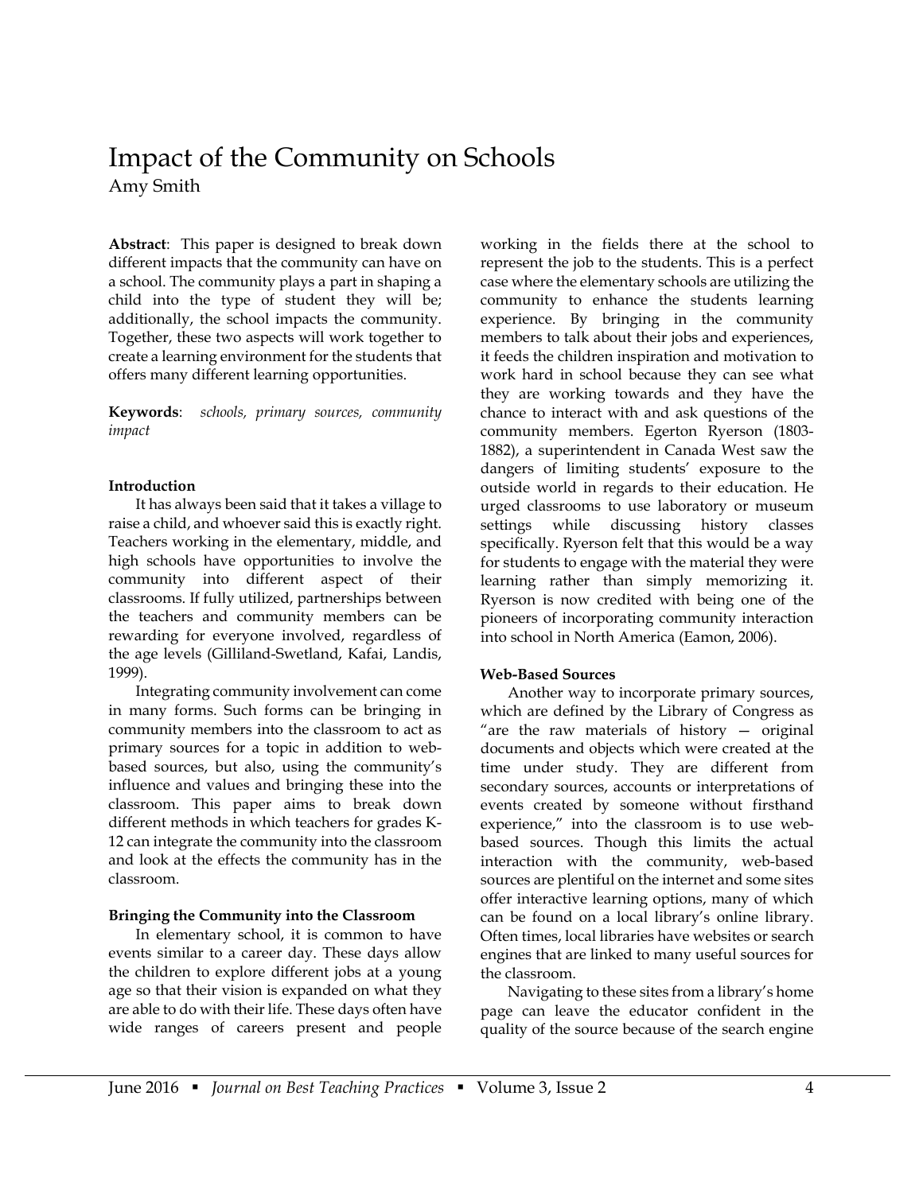# Impact of the Community on Schools

Amy Smith

**Abstract**: This paper is designed to break down different impacts that the community can have on a school. The community plays a part in shaping a child into the type of student they will be; additionally, the school impacts the community. Together, these two aspects will work together to create a learning environment for the students that offers many different learning opportunities.

**Keywords**: *schools, primary sources, community impact*

### Introduction

It has always been said that it takes a village to raise a child, and whoever said this is exactly right. Teachers working in the elementary, middle, and high schools have opportunities to involve the community into different aspect of their classrooms. If fully utilized, partnerships between the teachers and community members can be rewarding for everyone involved, regardless of the age levels (Gilliland-Swetland, Kafai, Landis, 1999).

Integrating community involvement can come in many forms. Such forms can be bringing in community members into the classroom to act as primary sources for a topic in addition to web-based sources, but also, using the community's influence and values and bringing these into the classroom. This paper aims to break down different methods in which teachers for grades K-12 can integrate the community into the classroom and look at the effects the community has in the classroom.

### Bringing the Community into the Classroom

In elementary school, it is common to have events similar to a career day. These days allow the children to explore different jobs at a young age so that their vision is expanded on what they are able to do with their life. These days often have wide ranges of careers present and people working in the fields there at the school to represent the job to the students. This is a perfect case where the elementary schools are utilizing the community to enhance the students learning experience. By bringing in the community members to talk about their jobs and experiences, it feeds the children inspiration and motivation to work hard in school because they can see what they are working towards and they have the chance to interact with and ask questions of the community members. Egerton Ryerson (1803-1882), a superintendent in Canada West saw the dangers of limiting students' exposure to the outside world in regards to their education. He urged classrooms to use laboratory or museum settings while discussing history classes specifically. Ryerson felt that this would be a way for students to engage with the material they were learning rather than simply memorizing it. Ryerson is now credited with being one of the pioneers of incorporating community interaction into school in North America (Eamon, 2006).

### Web-Based Sources

Another way to incorporate primary sources, which are defined by the Library of Congress as "are the raw materials of history — original documents and objects which were created at the time under study. They are different from secondary sources, accounts or interpretations of events created by someone without firsthand experience," into the classroom is to use web-based sources. Though this limits the actual interaction with the community, web-based sources are plentiful on the internet and some sites offer interactive learning options, many of which can be found on a local library's online library. Often times, local libraries have websites or search engines that are linked to many useful sources for the classroom.

Navigating to these sites from a library's home page can leave the educator confident in the quality of the source because of the search engine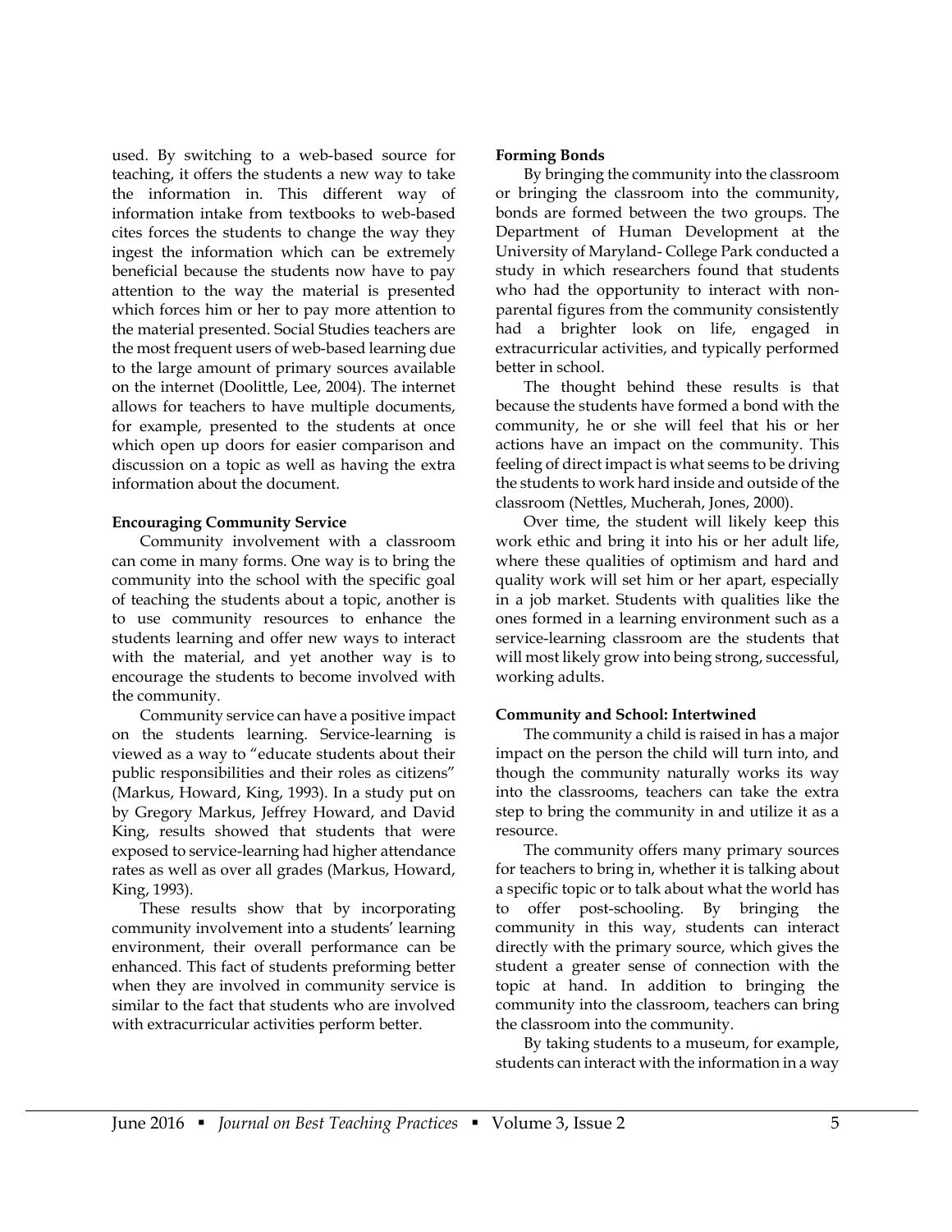used. By switching to a web-based source for teaching, it offers the students a new way to take the information in. This different way of information intake from textbooks to web-based cites forces the students to change the way they ingest the information which can be extremely beneficial because the students now have to pay attention to the way the material is presented which forces him or her to pay more attention to the material presented. Social Studies teachers are the most frequent users of web-based learning due to the large amount of primary sources available on the internet (Doolittle, Lee, 2004). The internet allows for teachers to have multiple documents, for example, presented to the students at once which open up doors for easier comparison and discussion on a topic as well as having the extra information about the document.

**Encouraging Community Service**

Community involvement with a classroom can come in many forms. One way is to bring the community into the school with the specific goal of teaching the students about a topic, another is to use community resources to enhance the students learning and offer new ways to interact with the material, and yet another way is to encourage the students to become involved with the community.

Community service can have a positive impact on the students learning. Service-learning is viewed as a way to "educate students about their public responsibilities and their roles as citizens" (Markus, Howard, King, 1993). In a study put on by Gregory Markus, Jeffrey Howard, and David King, results showed that students that were exposed to service-learning had higher attendance rates as well as over all grades (Markus, Howard, King, 1993).

These results show that by incorporating community involvement into a students' learning environment, their overall performance can be enhanced. This fact of students preforming better when they are involved in community service is similar to the fact that students who are involved with extracurricular activities perform better.

**Forming Bonds**

By bringing the community into the classroom or bringing the classroom into the community, bonds are formed between the two groups. The Department of Human Development at the University of Maryland- College Park conducted a study in which researchers found that students who had the opportunity to interact with non-parental figures from the community consistently had a brighter look on life, engaged in extracurricular activities, and typically performed better in school.

The thought behind these results is that because the students have formed a bond with the community, he or she will feel that his or her actions have an impact on the community. This feeling of direct impact is what seems to be driving the students to work hard inside and outside of the classroom (Nettles, Mucherah, Jones, 2000).

Over time, the student will likely keep this work ethic and bring it into his or her adult life, where these qualities of optimism and hard and quality work will set him or her apart, especially in a job market. Students with qualities like the ones formed in a learning environment such as a service-learning classroom are the students that will most likely grow into being strong, successful, working adults.

**Community and School: Intertwined**

The community a child is raised in has a major impact on the person the child will turn into, and though the community naturally works its way into the classrooms, teachers can take the extra step to bring the community in and utilize it as a resource.

The community offers many primary sources for teachers to bring in, whether it is talking about a specific topic or to talk about what the world has to offer post-schooling. By bringing the community in this way, students can interact directly with the primary source, which gives the student a greater sense of connection with the topic at hand. In addition to bringing the community into the classroom, teachers can bring the classroom into the community.

By taking students to a museum, for example, students can interact with the information in a way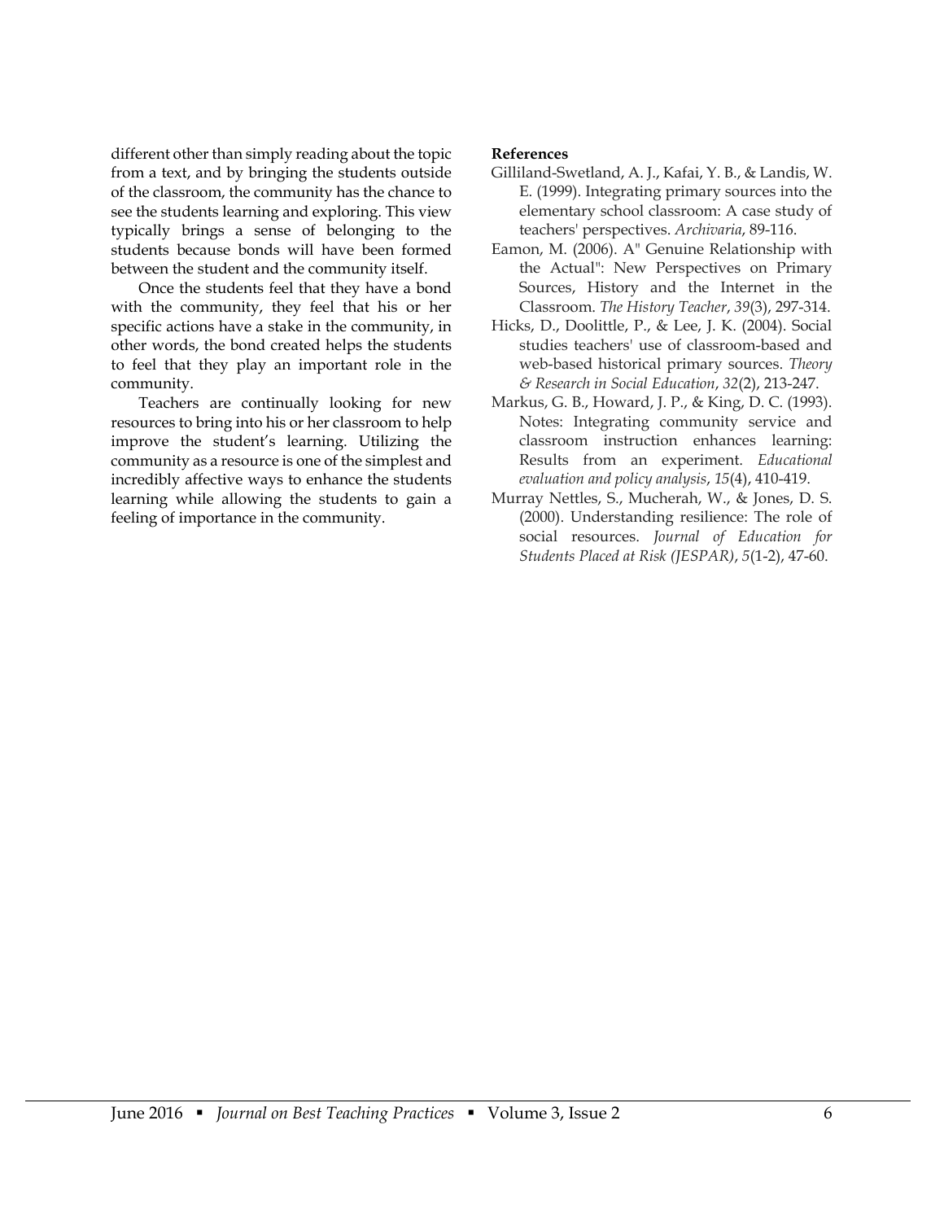different other than simply reading about the topic from a text, and by bringing the students outside of the classroom, the community has the chance to see the students learning and exploring. This view typically brings a sense of belonging to the students because bonds will have been formed between the student and the community itself.

Once the students feel that they have a bond with the community, they feel that his or her specific actions have a stake in the community, in other words, the bond created helps the students to feel that they play an important role in the community.

Teachers are continually looking for new resources to bring into his or her classroom to help improve the student's learning. Utilizing the community as a resource is one of the simplest and incredibly affective ways to enhance the students learning while allowing the students to gain a feeling of importance in the community.

**References**

Gilliland-Swetland, A. J., Kafai, Y. B., & Landis, W. E. (1999). Integrating primary sources into the elementary school classroom: A case study of teachers' perspectives. *Archivaria*, 89-116.

Eamon, M. (2006). A" Genuine Relationship with the Actual": New Perspectives on Primary Sources, History and the Internet in the Classroom. *The History Teacher*, *39*(3), 297-314.

Hicks, D., Doolittle, P., & Lee, J. K. (2004). Social studies teachers' use of classroom-based and web-based historical primary sources. *Theory & Research in Social Education*, *32*(2), 213-247.

Markus, G. B., Howard, J. P., & King, D. C. (1993). Notes: Integrating community service and classroom instruction enhances learning: Results from an experiment. *Educational evaluation and policy analysis*, *15*(4), 410-419.

Murray Nettles, S., Mucherah, W., & Jones, D. S. (2000). Understanding resilience: The role of social resources. *Journal of Education for Students Placed at Risk (JESPAR)*, *5*(1-2), 47-60.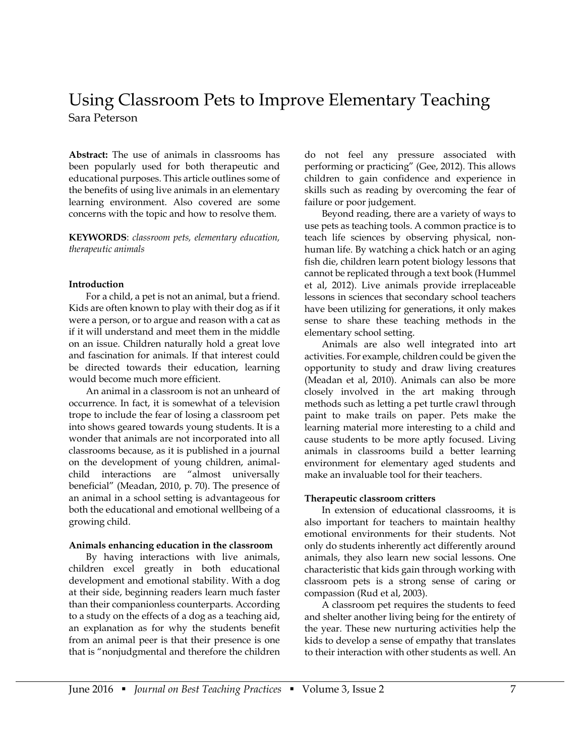# Using Classroom Pets to Improve Elementary Teaching

Sara Peterson

**Abstract:** The use of animals in classrooms has been popularly used for both therapeutic and educational purposes. This article outlines some of the benefits of using live animals in an elementary learning environment. Also covered are some concerns with the topic and how to resolve them.

**KEYWORDS**: *classroom pets, elementary education, therapeutic animals*

### Introduction

For a child, a pet is not an animal, but a friend. Kids are often known to play with their dog as if it were a person, or to argue and reason with a cat as if it will understand and meet them in the middle on an issue. Children naturally hold a great love and fascination for animals. If that interest could be directed towards their education, learning would become much more efficient.

An animal in a classroom is not an unheard of occurrence. In fact, it is somewhat of a television trope to include the fear of losing a classroom pet into shows geared towards young students. It is a wonder that animals are not incorporated into all classrooms because, as it is published in a journal on the development of young children, animal-child interactions are "almost universally beneficial" (Meadan, 2010, p. 70). The presence of an animal in a school setting is advantageous for both the educational and emotional wellbeing of a growing child.

### Animals enhancing education in the classroom

By having interactions with live animals, children excel greatly in both educational development and emotional stability. With a dog at their side, beginning readers learn much faster than their companionless counterparts. According to a study on the effects of a dog as a teaching aid, an explanation as for why the students benefit from an animal peer is that their presence is one that is "nonjudgmental and therefore the children do not feel any pressure associated with performing or practicing" (Gee, 2012). This allows children to gain confidence and experience in skills such as reading by overcoming the fear of failure or poor judgement.

Beyond reading, there are a variety of ways to use pets as teaching tools. A common practice is to teach life sciences by observing physical, non-human life. By watching a chick hatch or an aging fish die, children learn potent biology lessons that cannot be replicated through a text book (Hummel et al, 2012). Live animals provide irreplaceable lessons in sciences that secondary school teachers have been utilizing for generations, it only makes sense to share these teaching methods in the elementary school setting.

Animals are also well integrated into art activities. For example, children could be given the opportunity to study and draw living creatures (Meadan et al, 2010). Animals can also be more closely involved in the art making through methods such as letting a pet turtle crawl through paint to make trails on paper. Pets make the learning material more interesting to a child and cause students to be more aptly focused. Living animals in classrooms build a better learning environment for elementary aged students and make an invaluable tool for their teachers.

### Therapeutic classroom critters

In extension of educational classrooms, it is also important for teachers to maintain healthy emotional environments for their students. Not only do students inherently act differently around animals, they also learn new social lessons. One characteristic that kids gain through working with classroom pets is a strong sense of caring or compassion (Rud et al, 2003).

A classroom pet requires the students to feed and shelter another living being for the entirety of the year. These new nurturing activities help the kids to develop a sense of empathy that translates to their interaction with other students as well. An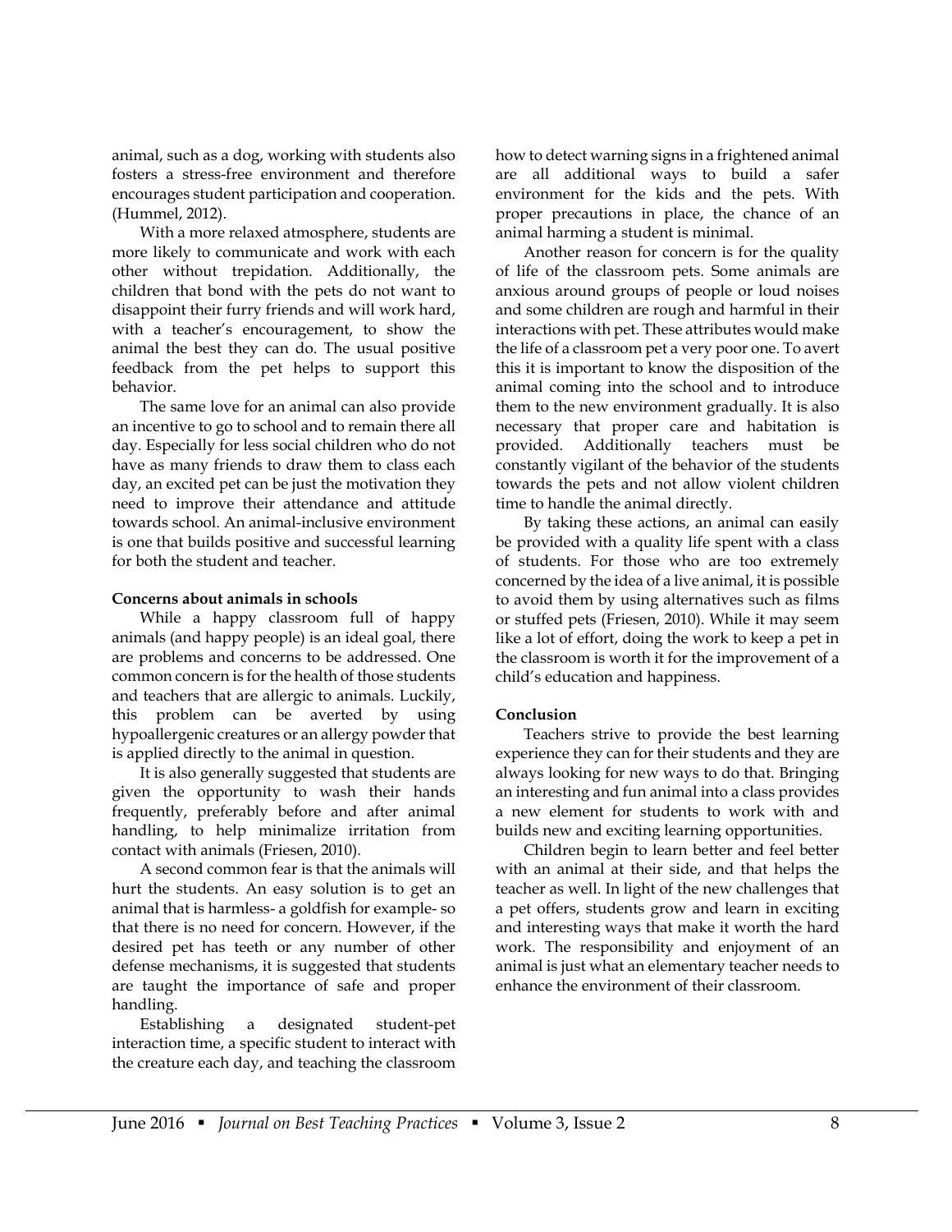animal, such as a dog, working with students also fosters a stress-free environment and therefore encourages student participation and cooperation. (Hummel, 2012).

With a more relaxed atmosphere, students are more likely to communicate and work with each other without trepidation. Additionally, the children that bond with the pets do not want to disappoint their furry friends and will work hard, with a teacher's encouragement, to show the animal the best they can do. The usual positive feedback from the pet helps to support this behavior.

The same love for an animal can also provide an incentive to go to school and to remain there all day. Especially for less social children who do not have as many friends to draw them to class each day, an excited pet can be just the motivation they need to improve their attendance and attitude towards school. An animal-inclusive environment is one that builds positive and successful learning for both the student and teacher.

**Concerns about animals in schools**

While a happy classroom full of happy animals (and happy people) is an ideal goal, there are problems and concerns to be addressed. One common concern is for the health of those students and teachers that are allergic to animals. Luckily, this problem can be averted by using hypoallergenic creatures or an allergy powder that is applied directly to the animal in question.

It is also generally suggested that students are given the opportunity to wash their hands frequently, preferably before and after animal handling, to help minimalize irritation from contact with animals (Friesen, 2010).

A second common fear is that the animals will hurt the students. An easy solution is to get an animal that is harmless- a goldfish for example- so that there is no need for concern. However, if the desired pet has teeth or any number of other defense mechanisms, it is suggested that students are taught the importance of safe and proper handling.

Establishing a designated student-pet interaction time, a specific student to interact with the creature each day, and teaching the classroom how to detect warning signs in a frightened animal are all additional ways to build a safer environment for the kids and the pets. With proper precautions in place, the chance of an animal harming a student is minimal.

Another reason for concern is for the quality of life of the classroom pets. Some animals are anxious around groups of people or loud noises and some children are rough and harmful in their interactions with pet. These attributes would make the life of a classroom pet a very poor one. To avert this it is important to know the disposition of the animal coming into the school and to introduce them to the new environment gradually. It is also necessary that proper care and habitation is provided. Additionally teachers must be constantly vigilant of the behavior of the students towards the pets and not allow violent children time to handle the animal directly.

By taking these actions, an animal can easily be provided with a quality life spent with a class of students. For those who are too extremely concerned by the idea of a live animal, it is possible to avoid them by using alternatives such as films or stuffed pets (Friesen, 2010). While it may seem like a lot of effort, doing the work to keep a pet in the classroom is worth it for the improvement of a child's education and happiness.

**Conclusion**

Teachers strive to provide the best learning experience they can for their students and they are always looking for new ways to do that. Bringing an interesting and fun animal into a class provides a new element for students to work with and builds new and exciting learning opportunities.

Children begin to learn better and feel better with an animal at their side, and that helps the teacher as well. In light of the new challenges that a pet offers, students grow and learn in exciting and interesting ways that make it worth the hard work. The responsibility and enjoyment of an animal is just what an elementary teacher needs to enhance the environment of their classroom.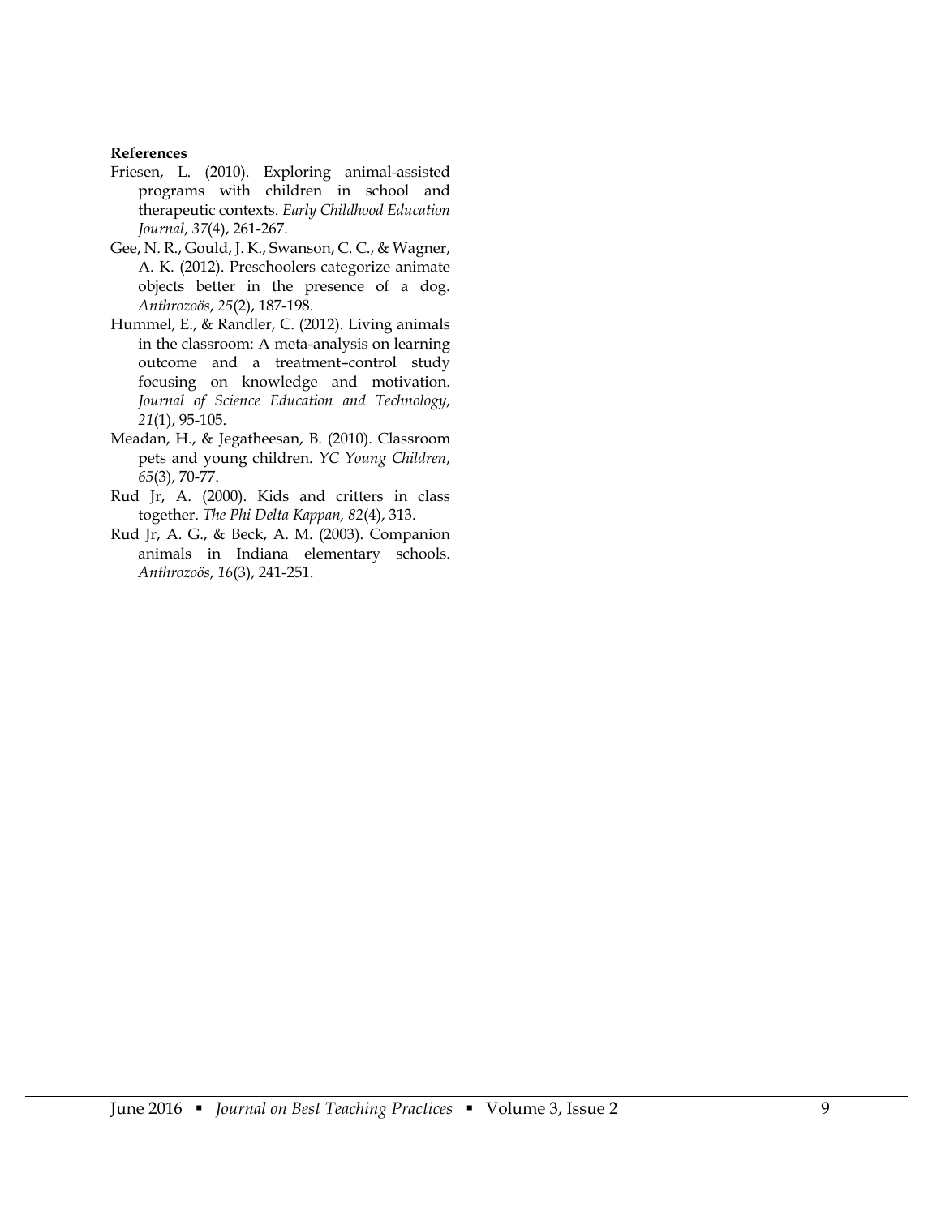**References**

Friesen, L. (2010). Exploring animal-assisted programs with children in school and therapeutic contexts. *Early Childhood Education Journal*, *37*(4), 261-267.

Gee, N. R., Gould, J. K., Swanson, C. C., & Wagner, A. K. (2012). Preschoolers categorize animate objects better in the presence of a dog. *Anthrozoös*, *25*(2), 187-198.

Hummel, E., & Randler, C. (2012). Living animals in the classroom: A meta-analysis on learning outcome and a treatment–control study focusing on knowledge and motivation. *Journal of Science Education and Technology*, *21*(1), 95-105.

Meadan, H., & Jegatheesan, B. (2010). Classroom pets and young children. *YC Young Children*, *65*(3), 70-77.

Rud Jr, A. (2000). Kids and critters in class together. *The Phi Delta Kappan, 82*(4), 313.

Rud Jr, A. G., & Beck, A. M. (2003). Companion animals in Indiana elementary schools. *Anthrozoös*, *16*(3), 241-251.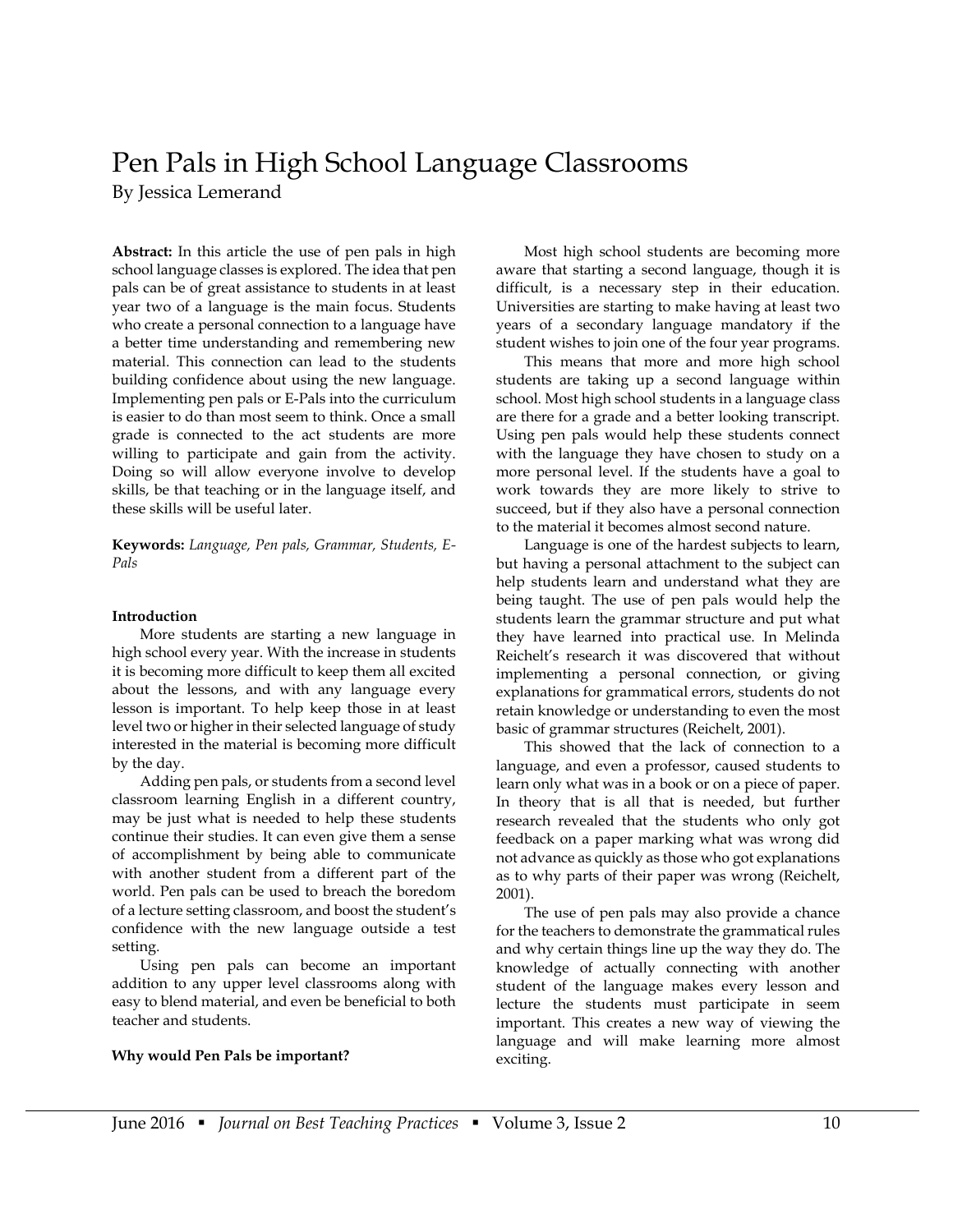# Pen Pals in High School Language Classrooms

By Jessica Lemerand

**Abstract:** In this article the use of pen pals in high school language classes is explored. The idea that pen pals can be of great assistance to students in at least year two of a language is the main focus. Students who create a personal connection to a language have a better time understanding and remembering new material. This connection can lead to the students building confidence about using the new language. Implementing pen pals or E-Pals into the curriculum is easier to do than most seem to think. Once a small grade is connected to the act students are more willing to participate and gain from the activity. Doing so will allow everyone involve to develop skills, be that teaching or in the language itself, and these skills will be useful later.

**Keywords:** *Language, Pen pals, Grammar, Students, E-Pals*

**Introduction**

More students are starting a new language in high school every year. With the increase in students it is becoming more difficult to keep them all excited about the lessons, and with any language every lesson is important. To help keep those in at least level two or higher in their selected language of study interested in the material is becoming more difficult by the day.

Adding pen pals, or students from a second level classroom learning English in a different country, may be just what is needed to help these students continue their studies. It can even give them a sense of accomplishment by being able to communicate with another student from a different part of the world. Pen pals can be used to breach the boredom of a lecture setting classroom, and boost the student's confidence with the new language outside a test setting.

Using pen pals can become an important addition to any upper level classrooms along with easy to blend material, and even be beneficial to both teacher and students.

**Why would Pen Pals be important?**

Most high school students are becoming more aware that starting a second language, though it is difficult, is a necessary step in their education. Universities are starting to make having at least two years of a secondary language mandatory if the student wishes to join one of the four year programs.

This means that more and more high school students are taking up a second language within school. Most high school students in a language class are there for a grade and a better looking transcript. Using pen pals would help these students connect with the language they have chosen to study on a more personal level. If the students have a goal to work towards they are more likely to strive to succeed, but if they also have a personal connection to the material it becomes almost second nature.

Language is one of the hardest subjects to learn, but having a personal attachment to the subject can help students learn and understand what they are being taught. The use of pen pals would help the students learn the grammar structure and put what they have learned into practical use. In Melinda Reichelt's research it was discovered that without implementing a personal connection, or giving explanations for grammatical errors, students do not retain knowledge or understanding to even the most basic of grammar structures (Reichelt, 2001).

This showed that the lack of connection to a language, and even a professor, caused students to learn only what was in a book or on a piece of paper. In theory that is all that is needed, but further research revealed that the students who only got feedback on a paper marking what was wrong did not advance as quickly as those who got explanations as to why parts of their paper was wrong (Reichelt, 2001).

The use of pen pals may also provide a chance for the teachers to demonstrate the grammatical rules and why certain things line up the way they do. The knowledge of actually connecting with another student of the language makes every lesson and lecture the students must participate in seem important. This creates a new way of viewing the language and will make learning more almost exciting.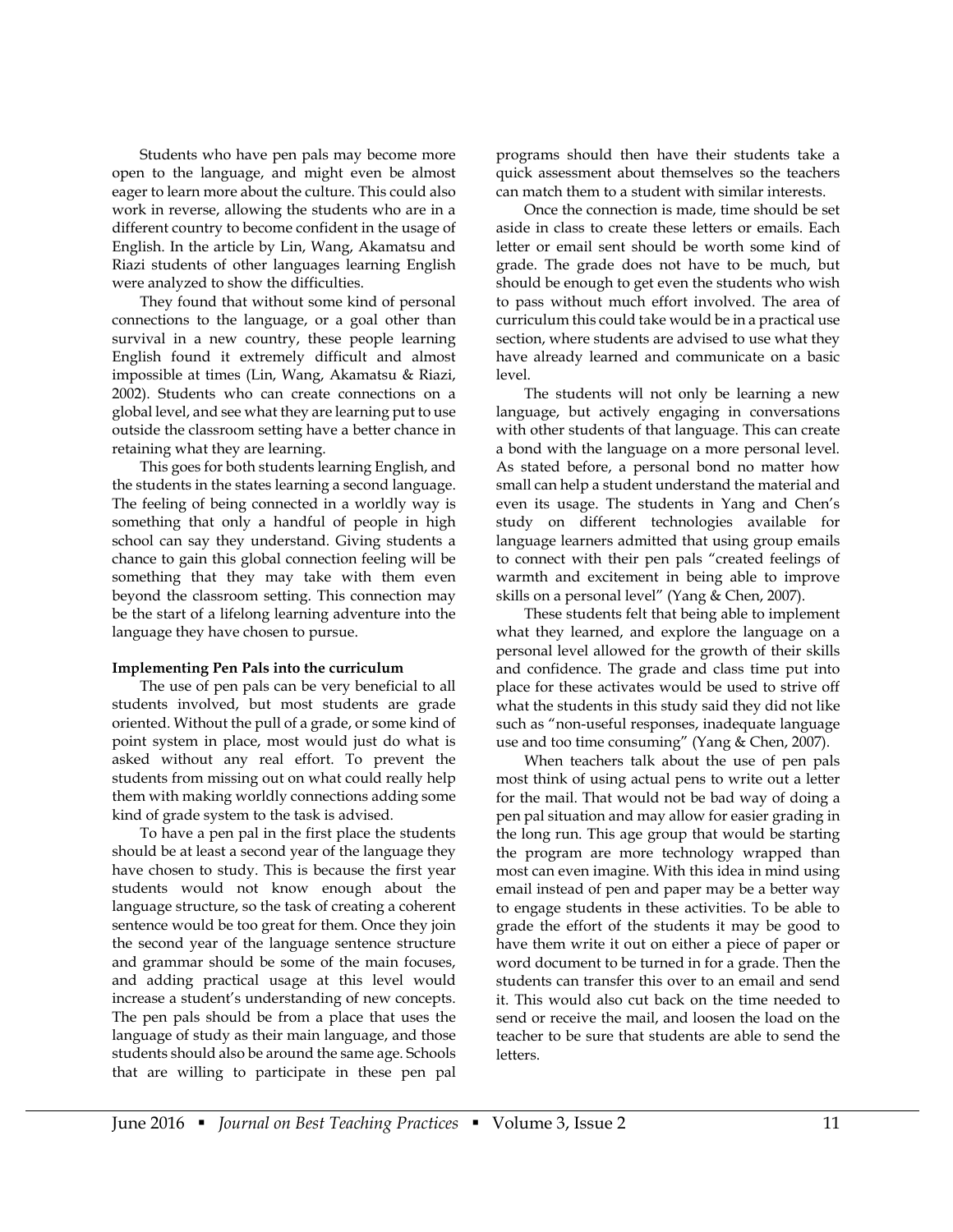Students who have pen pals may become more open to the language, and might even be almost eager to learn more about the culture. This could also work in reverse, allowing the students who are in a different country to become confident in the usage of English. In the article by Lin, Wang, Akamatsu and Riazi students of other languages learning English were analyzed to show the difficulties.

They found that without some kind of personal connections to the language, or a goal other than survival in a new country, these people learning English found it extremely difficult and almost impossible at times (Lin, Wang, Akamatsu & Riazi, 2002). Students who can create connections on a global level, and see what they are learning put to use outside the classroom setting have a better chance in retaining what they are learning.

This goes for both students learning English, and the students in the states learning a second language. The feeling of being connected in a worldly way is something that only a handful of people in high school can say they understand. Giving students a chance to gain this global connection feeling will be something that they may take with them even beyond the classroom setting. This connection may be the start of a lifelong learning adventure into the language they have chosen to pursue.

**Implementing Pen Pals into the curriculum**

The use of pen pals can be very beneficial to all students involved, but most students are grade oriented. Without the pull of a grade, or some kind of point system in place, most would just do what is asked without any real effort. To prevent the students from missing out on what could really help them with making worldly connections adding some kind of grade system to the task is advised.

To have a pen pal in the first place the students should be at least a second year of the language they have chosen to study. This is because the first year students would not know enough about the language structure, so the task of creating a coherent sentence would be too great for them. Once they join the second year of the language sentence structure and grammar should be some of the main focuses, and adding practical usage at this level would increase a student's understanding of new concepts. The pen pals should be from a place that uses the language of study as their main language, and those students should also be around the same age. Schools that are willing to participate in these pen pal programs should then have their students take a quick assessment about themselves so the teachers can match them to a student with similar interests.

Once the connection is made, time should be set aside in class to create these letters or emails. Each letter or email sent should be worth some kind of grade. The grade does not have to be much, but should be enough to get even the students who wish to pass without much effort involved. The area of curriculum this could take would be in a practical use section, where students are advised to use what they have already learned and communicate on a basic level.

The students will not only be learning a new language, but actively engaging in conversations with other students of that language. This can create a bond with the language on a more personal level. As stated before, a personal bond no matter how small can help a student understand the material and even its usage. The students in Yang and Chen's study on different technologies available for language learners admitted that using group emails to connect with their pen pals "created feelings of warmth and excitement in being able to improve skills on a personal level" (Yang & Chen, 2007).

These students felt that being able to implement what they learned, and explore the language on a personal level allowed for the growth of their skills and confidence. The grade and class time put into place for these activates would be used to strive off what the students in this study said they did not like such as "non-useful responses, inadequate language use and too time consuming" (Yang & Chen, 2007).

When teachers talk about the use of pen pals most think of using actual pens to write out a letter for the mail. That would not be bad way of doing a pen pal situation and may allow for easier grading in the long run. This age group that would be starting the program are more technology wrapped than most can even imagine. With this idea in mind using email instead of pen and paper may be a better way to engage students in these activities. To be able to grade the effort of the students it may be good to have them write it out on either a piece of paper or word document to be turned in for a grade. Then the students can transfer this over to an email and send it. This would also cut back on the time needed to send or receive the mail, and loosen the load on the teacher to be sure that students are able to send the letters.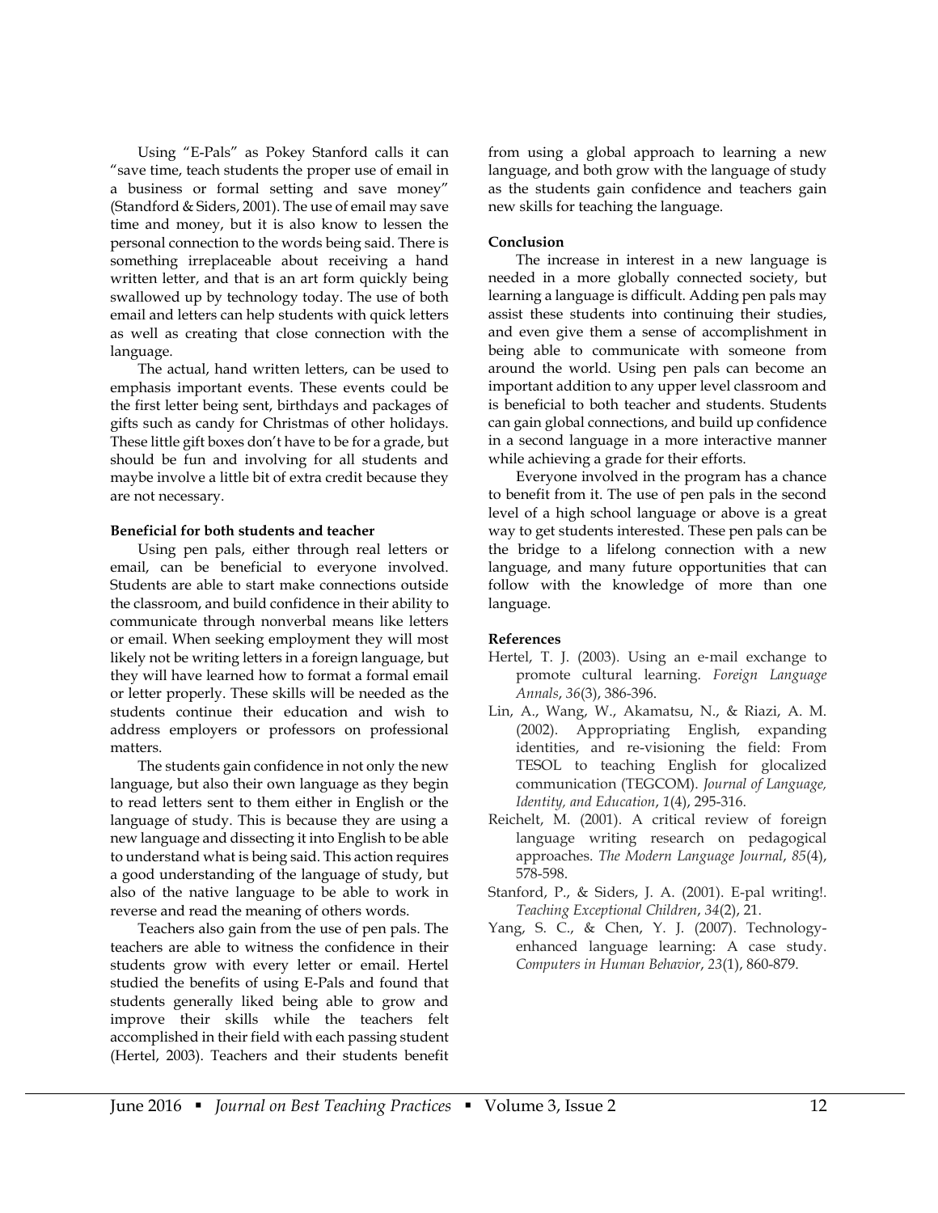Using "E-Pals" as Pokey Stanford calls it can "save time, teach students the proper use of email in a business or formal setting and save money" (Standford & Siders, 2001). The use of email may save time and money, but it is also know to lessen the personal connection to the words being said. There is something irreplaceable about receiving a hand written letter, and that is an art form quickly being swallowed up by technology today. The use of both email and letters can help students with quick letters as well as creating that close connection with the language.

The actual, hand written letters, can be used to emphasis important events. These events could be the first letter being sent, birthdays and packages of gifts such as candy for Christmas of other holidays. These little gift boxes don't have to be for a grade, but should be fun and involving for all students and maybe involve a little bit of extra credit because they are not necessary.

**Beneficial for both students and teacher**

Using pen pals, either through real letters or email, can be beneficial to everyone involved. Students are able to start make connections outside the classroom, and build confidence in their ability to communicate through nonverbal means like letters or email. When seeking employment they will most likely not be writing letters in a foreign language, but they will have learned how to format a formal email or letter properly. These skills will be needed as the students continue their education and wish to address employers or professors on professional matters.

The students gain confidence in not only the new language, but also their own language as they begin to read letters sent to them either in English or the language of study. This is because they are using a new language and dissecting it into English to be able to understand what is being said. This action requires a good understanding of the language of study, but also of the native language to be able to work in reverse and read the meaning of others words.

Teachers also gain from the use of pen pals. The teachers are able to witness the confidence in their students grow with every letter or email. Hertel studied the benefits of using E-Pals and found that students generally liked being able to grow and improve their skills while the teachers felt accomplished in their field with each passing student (Hertel, 2003). Teachers and their students benefit from using a global approach to learning a new language, and both grow with the language of study as the students gain confidence and teachers gain new skills for teaching the language.

**Conclusion**

The increase in interest in a new language is needed in a more globally connected society, but learning a language is difficult. Adding pen pals may assist these students into continuing their studies, and even give them a sense of accomplishment in being able to communicate with someone from around the world. Using pen pals can become an important addition to any upper level classroom and is beneficial to both teacher and students. Students can gain global connections, and build up confidence in a second language in a more interactive manner while achieving a grade for their efforts.

Everyone involved in the program has a chance to benefit from it. The use of pen pals in the second level of a high school language or above is a great way to get students interested. These pen pals can be the bridge to a lifelong connection with a new language, and many future opportunities that can follow with the knowledge of more than one language.

**References**

Hertel, T. J. (2003). Using an e-mail exchange to promote cultural learning. *Foreign Language Annals*, *36*(3), 386-396.

Lin, A., Wang, W., Akamatsu, N., & Riazi, A. M. (2002). Appropriating English, expanding identities, and re-visioning the field: From TESOL to teaching English for glocalized communication (TEGCOM). *Journal of Language, Identity, and Education*, *1*(4), 295-316.

Reichelt, M. (2001). A critical review of foreign language writing research on pedagogical approaches. *The Modern Language Journal*, *85*(4), 578-598.

Stanford, P., & Siders, J. A. (2001). E-pal writing!. *Teaching Exceptional Children*, *34*(2), 21.

Yang, S. C., & Chen, Y. J. (2007). Technology-enhanced language learning: A case study. *Computers in Human Behavior*, *23*(1), 860-879.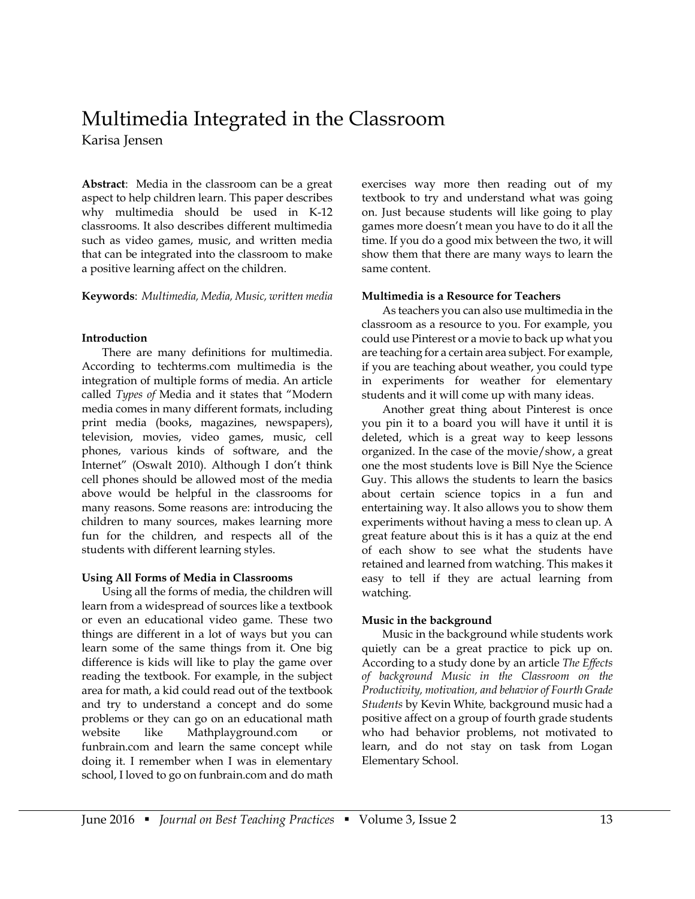# Multimedia Integrated in the Classroom

Karisa Jensen

**Abstract**: Media in the classroom can be a great aspect to help children learn. This paper describes why multimedia should be used in K-12 classrooms. It also describes different multimedia such as video games, music, and written media that can be integrated into the classroom to make a positive learning affect on the children.

**Keywords**: *Multimedia, Media, Music, written media*

### Introduction

There are many definitions for multimedia. According to techterms.com multimedia is the integration of multiple forms of media. An article called *Types of* Media and it states that "Modern media comes in many different formats, including print media (books, magazines, newspapers), television, movies, video games, music, cell phones, various kinds of software, and the Internet" (Oswalt 2010). Although I don't think cell phones should be allowed most of the media above would be helpful in the classrooms for many reasons. Some reasons are: introducing the children to many sources, makes learning more fun for the children, and respects all of the students with different learning styles.

### Using All Forms of Media in Classrooms

Using all the forms of media, the children will learn from a widespread of sources like a textbook or even an educational video game. These two things are different in a lot of ways but you can learn some of the same things from it. One big difference is kids will like to play the game over reading the textbook. For example, in the subject area for math, a kid could read out of the textbook and try to understand a concept and do some problems or they can go on an educational math website like Mathplayground.com or funbrain.com and learn the same concept while doing it. I remember when I was in elementary school, I loved to go on funbrain.com and do math exercises way more then reading out of my textbook to try and understand what was going on. Just because students will like going to play games more doesn't mean you have to do it all the time. If you do a good mix between the two, it will show them that there are many ways to learn the same content.

### Multimedia is a Resource for Teachers

As teachers you can also use multimedia in the classroom as a resource to you. For example, you could use Pinterest or a movie to back up what you are teaching for a certain area subject. For example, if you are teaching about weather, you could type in experiments for weather for elementary students and it will come up with many ideas.

Another great thing about Pinterest is once you pin it to a board you will have it until it is deleted, which is a great way to keep lessons organized. In the case of the movie/show, a great one the most students love is Bill Nye the Science Guy. This allows the students to learn the basics about certain science topics in a fun and entertaining way. It also allows you to show them experiments without having a mess to clean up. A great feature about this is it has a quiz at the end of each show to see what the students have retained and learned from watching. This makes it easy to tell if they are actual learning from watching.

### Music in the background

Music in the background while students work quietly can be a great practice to pick up on. According to a study done by an article *The Effects of background Music in the Classroom on the Productivity, motivation, and behavior of Fourth Grade Students* by Kevin White, background music had a positive affect on a group of fourth grade students who had behavior problems, not motivated to learn, and do not stay on task from Logan Elementary School.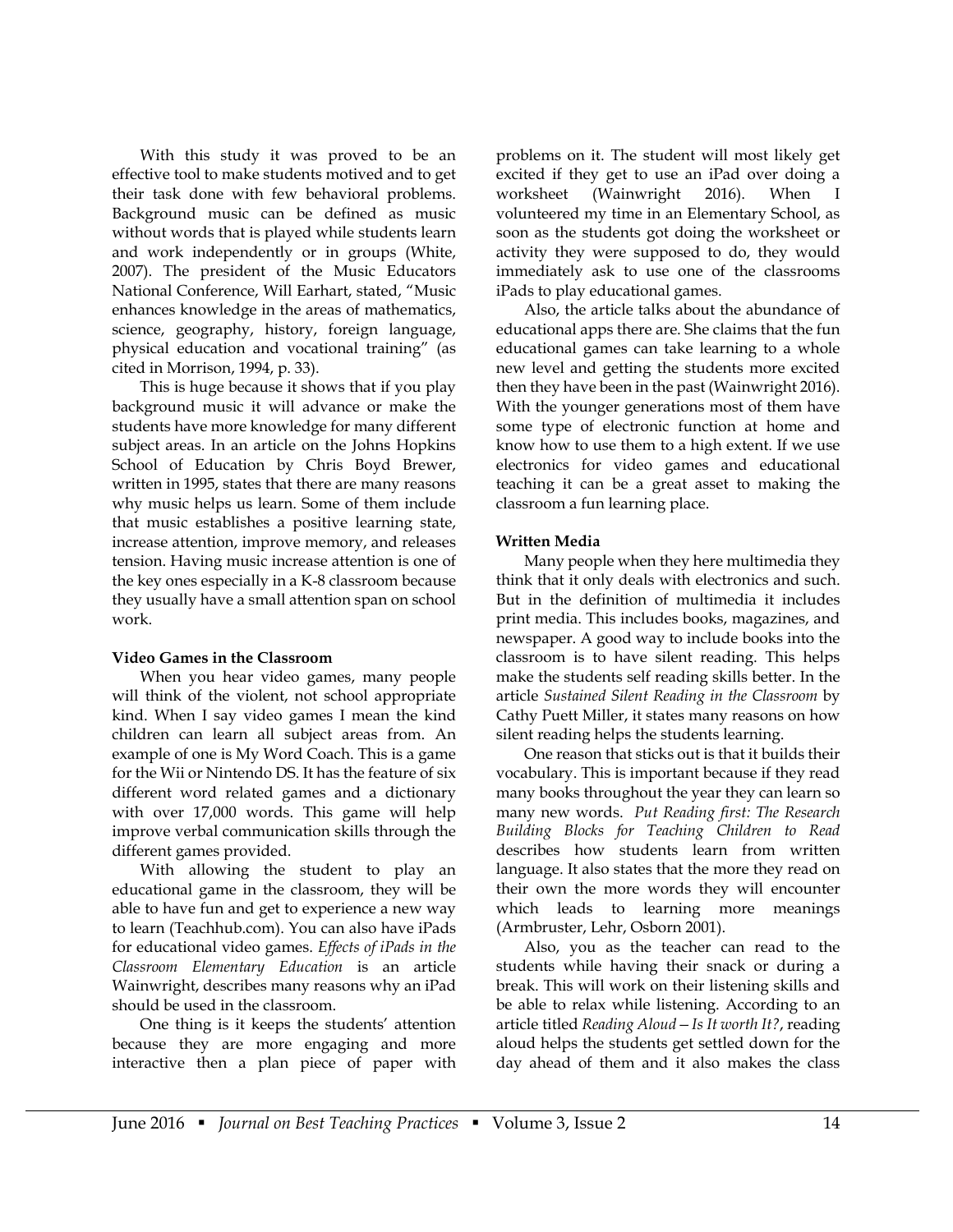With this study it was proved to be an effective tool to make students motived and to get their task done with few behavioral problems. Background music can be defined as music without words that is played while students learn and work independently or in groups (White, 2007). The president of the Music Educators National Conference, Will Earhart, stated, "Music enhances knowledge in the areas of mathematics, science, geography, history, foreign language, physical education and vocational training" (as cited in Morrison, 1994, p. 33).

This is huge because it shows that if you play background music it will advance or make the students have more knowledge for many different subject areas. In an article on the Johns Hopkins School of Education by Chris Boyd Brewer, written in 1995, states that there are many reasons why music helps us learn. Some of them include that music establishes a positive learning state, increase attention, improve memory, and releases tension. Having music increase attention is one of the key ones especially in a K-8 classroom because they usually have a small attention span on school work.

**Video Games in the Classroom**

When you hear video games, many people will think of the violent, not school appropriate kind. When I say video games I mean the kind children can learn all subject areas from. An example of one is My Word Coach. This is a game for the Wii or Nintendo DS. It has the feature of six different word related games and a dictionary with over 17,000 words. This game will help improve verbal communication skills through the different games provided.

With allowing the student to play an educational game in the classroom, they will be able to have fun and get to experience a new way to learn (Teachhub.com). You can also have iPads for educational video games. *Effects of iPads in the Classroom Elementary Education* is an article Wainwright, describes many reasons why an iPad should be used in the classroom.

One thing is it keeps the students' attention because they are more engaging and more interactive then a plan piece of paper with problems on it. The student will most likely get excited if they get to use an iPad over doing a worksheet (Wainwright 2016). When I volunteered my time in an Elementary School, as soon as the students got doing the worksheet or activity they were supposed to do, they would immediately ask to use one of the classrooms iPads to play educational games.

Also, the article talks about the abundance of educational apps there are. She claims that the fun educational games can take learning to a whole new level and getting the students more excited then they have been in the past (Wainwright 2016). With the younger generations most of them have some type of electronic function at home and know how to use them to a high extent. If we use electronics for video games and educational teaching it can be a great asset to making the classroom a fun learning place.

**Written Media**

Many people when they here multimedia they think that it only deals with electronics and such. But in the definition of multimedia it includes print media. This includes books, magazines, and newspaper. A good way to include books into the classroom is to have silent reading. This helps make the students self reading skills better. In the article *Sustained Silent Reading in the Classroom* by Cathy Puett Miller, it states many reasons on how silent reading helps the students learning.

One reason that sticks out is that it builds their vocabulary. This is important because if they read many books throughout the year they can learn so many new words. *Put Reading first: The Research Building Blocks for Teaching Children to Read* describes how students learn from written language. It also states that the more they read on their own the more words they will encounter which leads to learning more meanings (Armbruster, Lehr, Osborn 2001).

Also, you as the teacher can read to the students while having their snack or during a break. This will work on their listening skills and be able to relax while listening. According to an article titled *Reading Aloud—Is It worth It?*, reading aloud helps the students get settled down for the day ahead of them and it also makes the class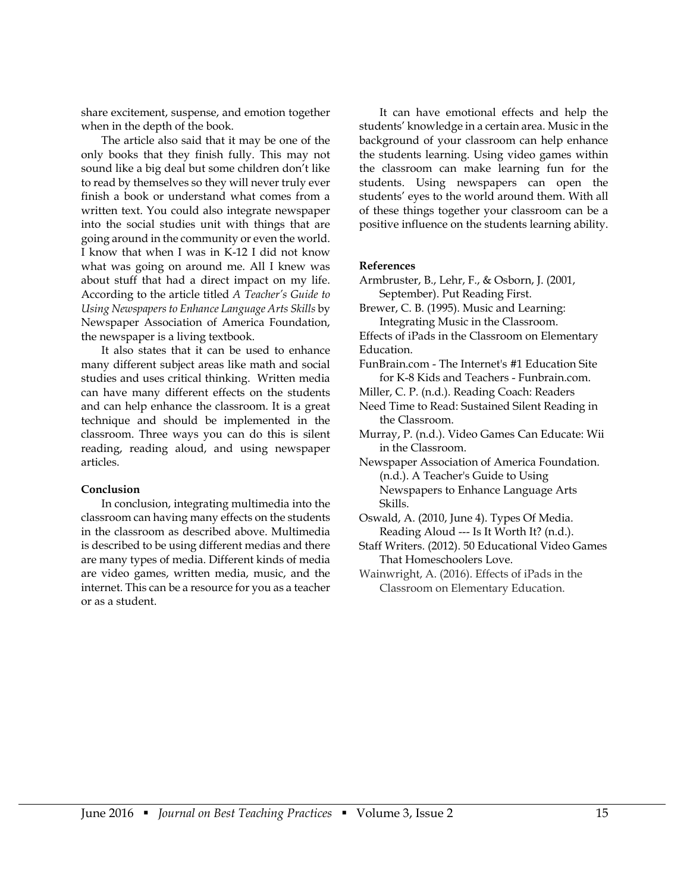share excitement, suspense, and emotion together when in the depth of the book.

The article also said that it may be one of the only books that they finish fully. This may not sound like a big deal but some children don't like to read by themselves so they will never truly ever finish a book or understand what comes from a written text. You could also integrate newspaper into the social studies unit with things that are going around in the community or even the world. I know that when I was in K-12 I did not know what was going on around me. All I knew was about stuff that had a direct impact on my life. According to the article titled *A Teacher's Guide to Using Newspapers to Enhance Language Arts Skills* by Newspaper Association of America Foundation, the newspaper is a living textbook.

It also states that it can be used to enhance many different subject areas like math and social studies and uses critical thinking. Written media can have many different effects on the students and can help enhance the classroom. It is a great technique and should be implemented in the classroom. Three ways you can do this is silent reading, reading aloud, and using newspaper articles.

**Conclusion**

In conclusion, integrating multimedia into the classroom can having many effects on the students in the classroom as described above. Multimedia is described to be using different medias and there are many types of media. Different kinds of media are video games, written media, music, and the internet. This can be a resource for you as a teacher or as a student.

It can have emotional effects and help the students' knowledge in a certain area. Music in the background of your classroom can help enhance the students learning. Using video games within the classroom can make learning fun for the students. Using newspapers can open the students' eyes to the world around them. With all of these things together your classroom can be a positive influence on the students learning ability.

**References**

Armbruster, B., Lehr, F., & Osborn, J. (2001, September). Put Reading First.

Brewer, C. B. (1995). Music and Learning: Integrating Music in the Classroom.

Effects of iPads in the Classroom on Elementary Education.

FunBrain.com - The Internet's #1 Education Site for K-8 Kids and Teachers - Funbrain.com.

Miller, C. P. (n.d.). Reading Coach: Readers

Need Time to Read: Sustained Silent Reading in the Classroom.

Murray, P. (n.d.). Video Games Can Educate: Wii in the Classroom.

Newspaper Association of America Foundation. (n.d.). A Teacher's Guide to Using Newspapers to Enhance Language Arts Skills.

Oswald, A. (2010, June 4). Types Of Media. Reading Aloud --- Is It Worth It? (n.d.).

Staff Writers. (2012). 50 Educational Video Games That Homeschoolers Love.

Wainwright, A. (2016). Effects of iPads in the Classroom on Elementary Education.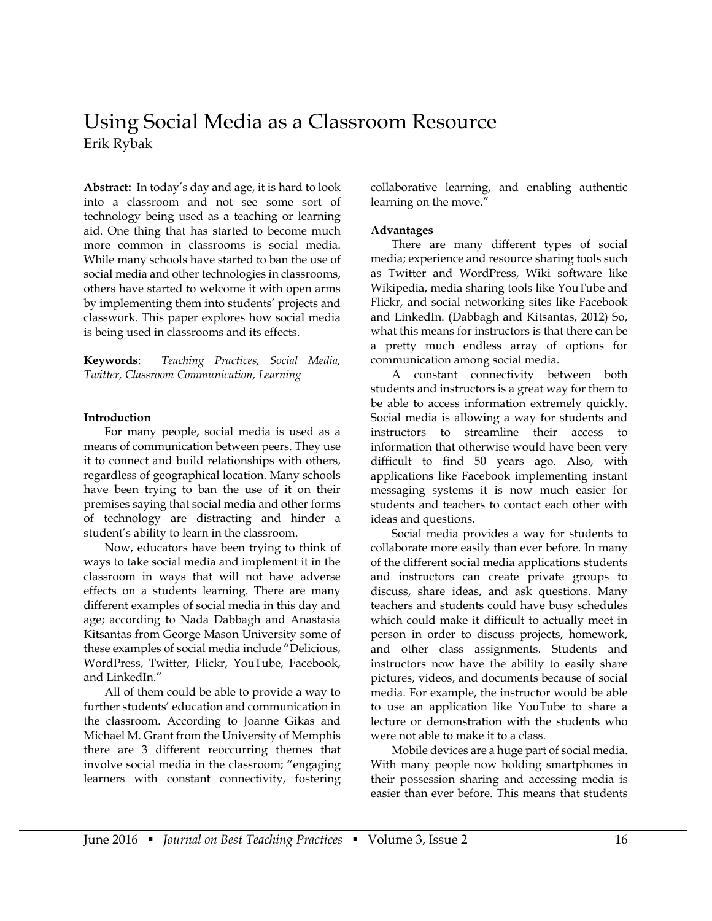# Using Social Media as a Classroom Resource

Erik Rybak

**Abstract:** In today's day and age, it is hard to look into a classroom and not see some sort of technology being used as a teaching or learning aid. One thing that has started to become much more common in classrooms is social media. While many schools have started to ban the use of social media and other technologies in classrooms, others have started to welcome it with open arms by implementing them into students' projects and classwork. This paper explores how social media is being used in classrooms and its effects.

**Keywords**: *Teaching Practices, Social Media, Twitter, Classroom Communication, Learning*

### Introduction

For many people, social media is used as a means of communication between peers. They use it to connect and build relationships with others, regardless of geographical location. Many schools have been trying to ban the use of it on their premises saying that social media and other forms of technology are distracting and hinder a student's ability to learn in the classroom.

Now, educators have been trying to think of ways to take social media and implement it in the classroom in ways that will not have adverse effects on a students learning. There are many different examples of social media in this day and age; according to Nada Dabbagh and Anastasia Kitsantas from George Mason University some of these examples of social media include "Delicious, WordPress, Twitter, Flickr, YouTube, Facebook, and LinkedIn."

All of them could be able to provide a way to further students' education and communication in the classroom. According to Joanne Gikas and Michael M. Grant from the University of Memphis there are 3 different reoccurring themes that involve social media in the classroom; "engaging learners with constant connectivity, fostering collaborative learning, and enabling authentic learning on the move."

### Advantages

There are many different types of social media; experience and resource sharing tools such as Twitter and WordPress, Wiki software like Wikipedia, media sharing tools like YouTube and Flickr, and social networking sites like Facebook and LinkedIn. (Dabbagh and Kitsantas, 2012) So, what this means for instructors is that there can be a pretty much endless array of options for communication among social media.

A constant connectivity between both students and instructors is a great way for them to be able to access information extremely quickly. Social media is allowing a way for students and instructors to streamline their access to information that otherwise would have been very difficult to find 50 years ago. Also, with applications like Facebook implementing instant messaging systems it is now much easier for students and teachers to contact each other with ideas and questions.

Social media provides a way for students to collaborate more easily than ever before. In many of the different social media applications students and instructors can create private groups to discuss, share ideas, and ask questions. Many teachers and students could have busy schedules which could make it difficult to actually meet in person in order to discuss projects, homework, and other class assignments. Students and instructors now have the ability to easily share pictures, videos, and documents because of social media. For example, the instructor would be able to use an application like YouTube to share a lecture or demonstration with the students who were not able to make it to a class.

Mobile devices are a huge part of social media. With many people now holding smartphones in their possession sharing and accessing media is easier than ever before. This means that students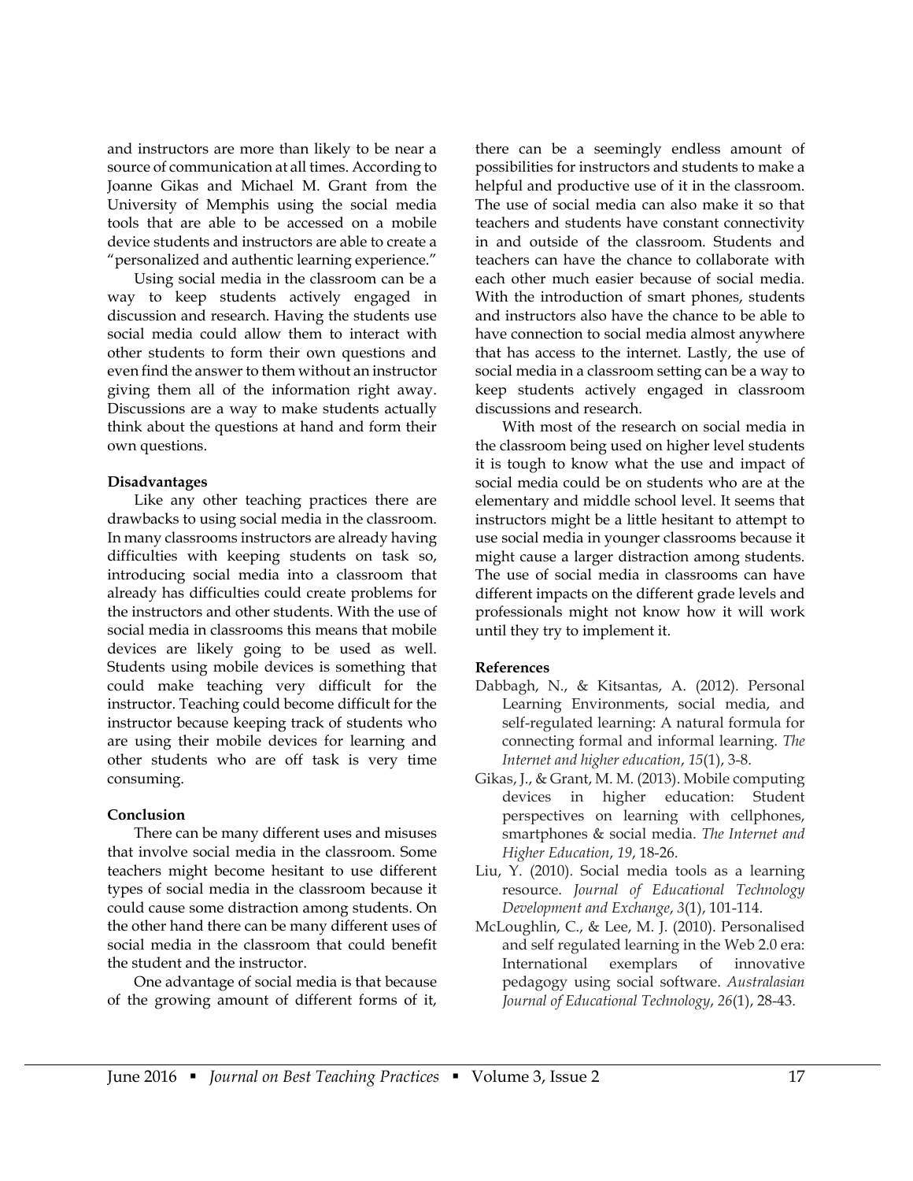and instructors are more than likely to be near a source of communication at all times. According to Joanne Gikas and Michael M. Grant from the University of Memphis using the social media tools that are able to be accessed on a mobile device students and instructors are able to create a "personalized and authentic learning experience."

Using social media in the classroom can be a way to keep students actively engaged in discussion and research. Having the students use social media could allow them to interact with other students to form their own questions and even find the answer to them without an instructor giving them all of the information right away. Discussions are a way to make students actually think about the questions at hand and form their own questions.

**Disadvantages**

Like any other teaching practices there are drawbacks to using social media in the classroom. In many classrooms instructors are already having difficulties with keeping students on task so, introducing social media into a classroom that already has difficulties could create problems for the instructors and other students. With the use of social media in classrooms this means that mobile devices are likely going to be used as well. Students using mobile devices is something that could make teaching very difficult for the instructor. Teaching could become difficult for the instructor because keeping track of students who are using their mobile devices for learning and other students who are off task is very time consuming.

**Conclusion**

There can be many different uses and misuses that involve social media in the classroom. Some teachers might become hesitant to use different types of social media in the classroom because it could cause some distraction among students. On the other hand there can be many different uses of social media in the classroom that could benefit the student and the instructor.

One advantage of social media is that because of the growing amount of different forms of it, there can be a seemingly endless amount of possibilities for instructors and students to make a helpful and productive use of it in the classroom. The use of social media can also make it so that teachers and students have constant connectivity in and outside of the classroom. Students and teachers can have the chance to collaborate with each other much easier because of social media. With the introduction of smart phones, students and instructors also have the chance to be able to have connection to social media almost anywhere that has access to the internet. Lastly, the use of social media in a classroom setting can be a way to keep students actively engaged in classroom discussions and research.

With most of the research on social media in the classroom being used on higher level students it is tough to know what the use and impact of social media could be on students who are at the elementary and middle school level. It seems that instructors might be a little hesitant to attempt to use social media in younger classrooms because it might cause a larger distraction among students. The use of social media in classrooms can have different impacts on the different grade levels and professionals might not know how it will work until they try to implement it.

**References**

Dabbagh, N., & Kitsantas, A. (2012). Personal Learning Environments, social media, and self-regulated learning: A natural formula for connecting formal and informal learning. *The Internet and higher education*, *15*(1), 3-8.

Gikas, J., & Grant, M. M. (2013). Mobile computing devices in higher education: Student perspectives on learning with cellphones, smartphones & social media. *The Internet and Higher Education*, *19*, 18-26.

Liu, Y. (2010). Social media tools as a learning resource. *Journal of Educational Technology Development and Exchange*, *3*(1), 101-114.

McLoughlin, C., & Lee, M. J. (2010). Personalised and self regulated learning in the Web 2.0 era: International exemplars of innovative pedagogy using social software. *Australasian Journal of Educational Technology*, *26*(1), 28-43.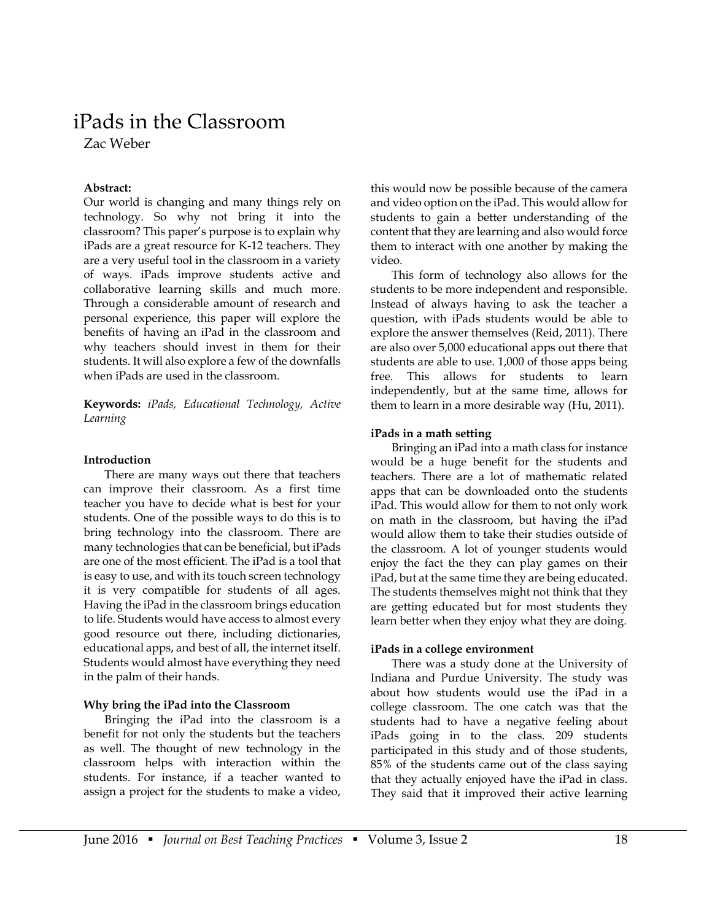# iPads in the Classroom

Zac Weber

**Abstract:**
Our world is changing and many things rely on technology. So why not bring it into the classroom? This paper's purpose is to explain why iPads are a great resource for K-12 teachers. They are a very useful tool in the classroom in a variety of ways. iPads improve students active and collaborative learning skills and much more. Through a considerable amount of research and personal experience, this paper will explore the benefits of having an iPad in the classroom and why teachers should invest in them for their students. It will also explore a few of the downfalls when iPads are used in the classroom.

**Keywords:** *iPads, Educational Technology, Active Learning*

### Introduction

There are many ways out there that teachers can improve their classroom. As a first time teacher you have to decide what is best for your students. One of the possible ways to do this is to bring technology into the classroom. There are many technologies that can be beneficial, but iPads are one of the most efficient. The iPad is a tool that is easy to use, and with its touch screen technology it is very compatible for students of all ages. Having the iPad in the classroom brings education to life. Students would have access to almost every good resource out there, including dictionaries, educational apps, and best of all, the internet itself. Students would almost have everything they need in the palm of their hands.

### Why bring the iPad into the Classroom

Bringing the iPad into the classroom is a benefit for not only the students but the teachers as well. The thought of new technology in the classroom helps with interaction within the students. For instance, if a teacher wanted to assign a project for the students to make a video, this would now be possible because of the camera and video option on the iPad. This would allow for students to gain a better understanding of the content that they are learning and also would force them to interact with one another by making the video.

This form of technology also allows for the students to be more independent and responsible. Instead of always having to ask the teacher a question, with iPads students would be able to explore the answer themselves (Reid, 2011). There are also over 5,000 educational apps out there that students are able to use. 1,000 of those apps being free. This allows for students to learn independently, but at the same time, allows for them to learn in a more desirable way (Hu, 2011).

### iPads in a math setting

Bringing an iPad into a math class for instance would be a huge benefit for the students and teachers. There are a lot of mathematic related apps that can be downloaded onto the students iPad. This would allow for them to not only work on math in the classroom, but having the iPad would allow them to take their studies outside of the classroom. A lot of younger students would enjoy the fact the they can play games on their iPad, but at the same time they are being educated. The students themselves might not think that they are getting educated but for most students they learn better when they enjoy what they are doing.

### iPads in a college environment

There was a study done at the University of Indiana and Purdue University. The study was about how students would use the iPad in a college classroom. The one catch was that the students had to have a negative feeling about iPads going in to the class. 209 students participated in this study and of those students, 85% of the students came out of the class saying that they actually enjoyed have the iPad in class. They said that it improved their active learning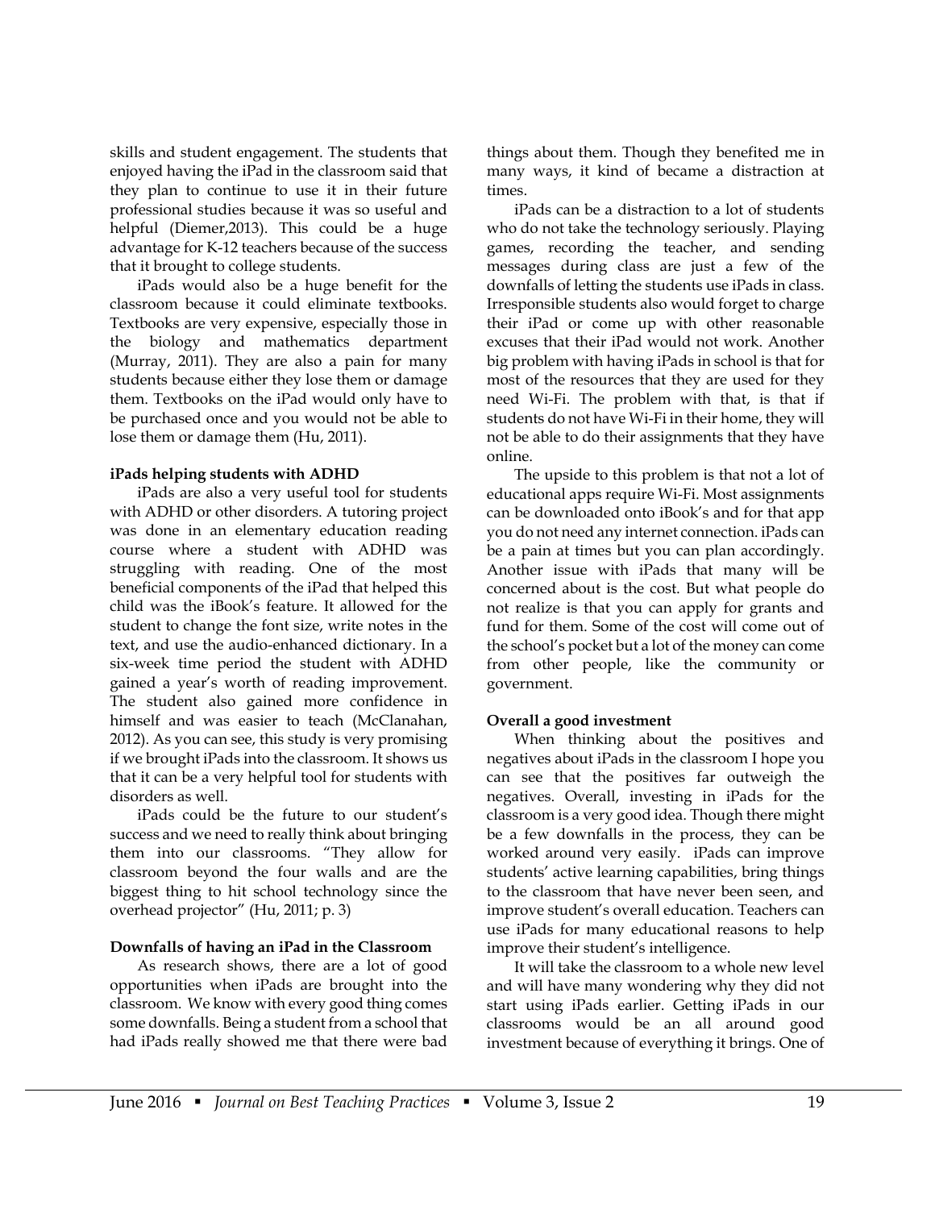skills and student engagement. The students that enjoyed having the iPad in the classroom said that they plan to continue to use it in their future professional studies because it was so useful and helpful (Diemer,2013). This could be a huge advantage for K-12 teachers because of the success that it brought to college students.

iPads would also be a huge benefit for the classroom because it could eliminate textbooks. Textbooks are very expensive, especially those in the biology and mathematics department (Murray, 2011). They are also a pain for many students because either they lose them or damage them. Textbooks on the iPad would only have to be purchased once and you would not be able to lose them or damage them (Hu, 2011).

**iPads helping students with ADHD**

iPads are also a very useful tool for students with ADHD or other disorders. A tutoring project was done in an elementary education reading course where a student with ADHD was struggling with reading. One of the most beneficial components of the iPad that helped this child was the iBook's feature. It allowed for the student to change the font size, write notes in the text, and use the audio-enhanced dictionary. In a six-week time period the student with ADHD gained a year's worth of reading improvement. The student also gained more confidence in himself and was easier to teach (McClanahan, 2012). As you can see, this study is very promising if we brought iPads into the classroom. It shows us that it can be a very helpful tool for students with disorders as well.

iPads could be the future to our student's success and we need to really think about bringing them into our classrooms. "They allow for classroom beyond the four walls and are the biggest thing to hit school technology since the overhead projector" (Hu, 2011; p. 3)

**Downfalls of having an iPad in the Classroom**

As research shows, there are a lot of good opportunities when iPads are brought into the classroom. We know with every good thing comes some downfalls. Being a student from a school that had iPads really showed me that there were bad things about them. Though they benefited me in many ways, it kind of became a distraction at times.

iPads can be a distraction to a lot of students who do not take the technology seriously. Playing games, recording the teacher, and sending messages during class are just a few of the downfalls of letting the students use iPads in class. Irresponsible students also would forget to charge their iPad or come up with other reasonable excuses that their iPad would not work. Another big problem with having iPads in school is that for most of the resources that they are used for they need Wi-Fi. The problem with that, is that if students do not have Wi-Fi in their home, they will not be able to do their assignments that they have online.

The upside to this problem is that not a lot of educational apps require Wi-Fi. Most assignments can be downloaded onto iBook's and for that app you do not need any internet connection. iPads can be a pain at times but you can plan accordingly. Another issue with iPads that many will be concerned about is the cost. But what people do not realize is that you can apply for grants and fund for them. Some of the cost will come out of the school's pocket but a lot of the money can come from other people, like the community or government.

**Overall a good investment**

When thinking about the positives and negatives about iPads in the classroom I hope you can see that the positives far outweigh the negatives. Overall, investing in iPads for the classroom is a very good idea. Though there might be a few downfalls in the process, they can be worked around very easily. iPads can improve students' active learning capabilities, bring things to the classroom that have never been seen, and improve student's overall education. Teachers can use iPads for many educational reasons to help improve their student's intelligence.

It will take the classroom to a whole new level and will have many wondering why they did not start using iPads earlier. Getting iPads in our classrooms would be an all around good investment because of everything it brings. One of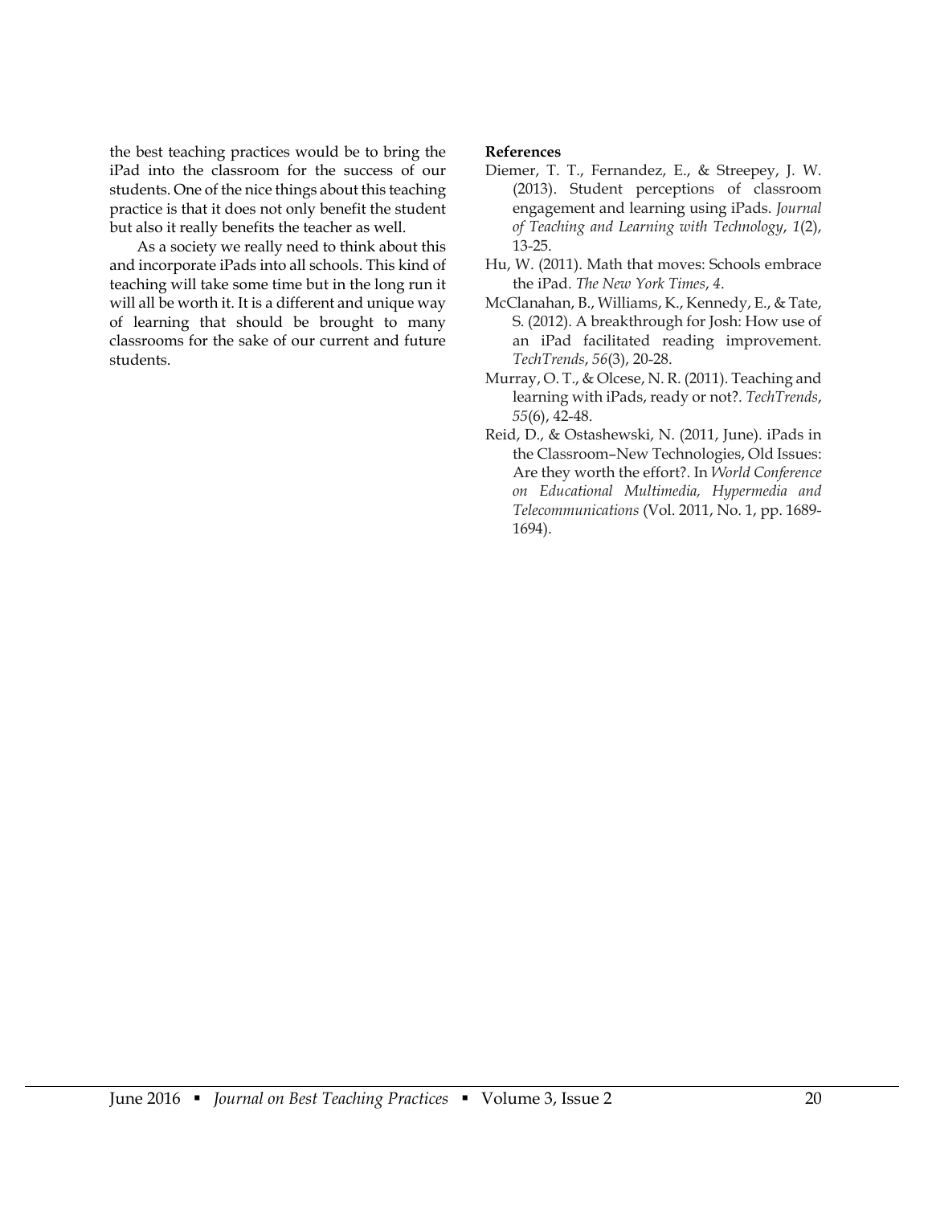the best teaching practices would be to bring the iPad into the classroom for the success of our students. One of the nice things about this teaching practice is that it does not only benefit the student but also it really benefits the teacher as well.

As a society we really need to think about this and incorporate iPads into all schools. This kind of teaching will take some time but in the long run it will all be worth it. It is a different and unique way of learning that should be brought to many classrooms for the sake of our current and future students.

**References**

Diemer, T. T., Fernandez, E., & Streepey, J. W. (2013). Student perceptions of classroom engagement and learning using iPads. *Journal of Teaching and Learning with Technology*, *1*(2), 13-25.

Hu, W. (2011). Math that moves: Schools embrace the iPad. *The New York Times*, *4*.

McClanahan, B., Williams, K., Kennedy, E., & Tate, S. (2012). A breakthrough for Josh: How use of an iPad facilitated reading improvement. *TechTrends*, *56*(3), 20-28.

Murray, O. T., & Olcese, N. R. (2011). Teaching and learning with iPads, ready or not?. *TechTrends*, *55*(6), 42-48.

Reid, D., & Ostashewski, N. (2011, June). iPads in the Classroom–New Technologies, Old Issues: Are they worth the effort?. In *World Conference on Educational Multimedia, Hypermedia and Telecommunications* (Vol. 2011, No. 1, pp. 1689-1694).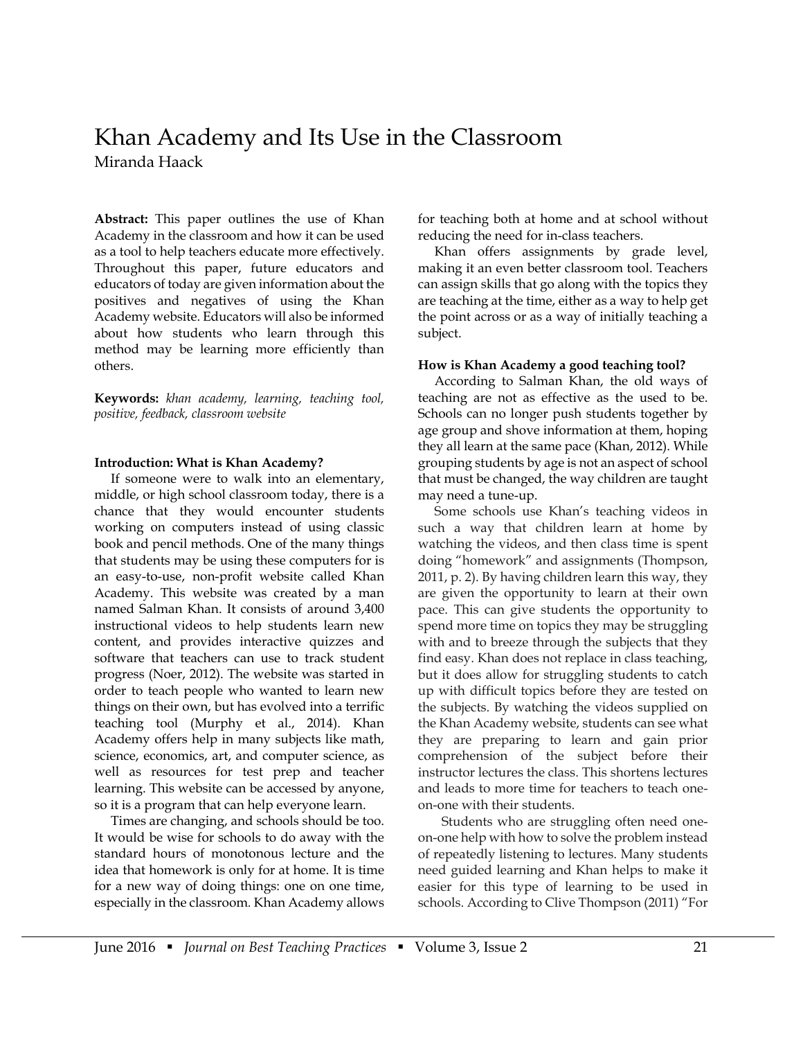# Khan Academy and Its Use in the Classroom

Miranda Haack

**Abstract:** This paper outlines the use of Khan Academy in the classroom and how it can be used as a tool to help teachers educate more effectively. Throughout this paper, future educators and educators of today are given information about the positives and negatives of using the Khan Academy website. Educators will also be informed about how students who learn through this method may be learning more efficiently than others.

**Keywords:** *khan academy, learning, teaching tool, positive, feedback, classroom website*

**Introduction: What is Khan Academy?**

If someone were to walk into an elementary, middle, or high school classroom today, there is a chance that they would encounter students working on computers instead of using classic book and pencil methods. One of the many things that students may be using these computers for is an easy-to-use, non-profit website called Khan Academy. This website was created by a man named Salman Khan. It consists of around 3,400 instructional videos to help students learn new content, and provides interactive quizzes and software that teachers can use to track student progress (Noer, 2012). The website was started in order to teach people who wanted to learn new things on their own, but has evolved into a terrific teaching tool (Murphy et al., 2014). Khan Academy offers help in many subjects like math, science, economics, art, and computer science, as well as resources for test prep and teacher learning. This website can be accessed by anyone, so it is a program that can help everyone learn.

Times are changing, and schools should be too. It would be wise for schools to do away with the standard hours of monotonous lecture and the idea that homework is only for at home. It is time for a new way of doing things: one on one time, especially in the classroom. Khan Academy allows for teaching both at home and at school without reducing the need for in-class teachers.

Khan offers assignments by grade level, making it an even better classroom tool. Teachers can assign skills that go along with the topics they are teaching at the time, either as a way to help get the point across or as a way of initially teaching a subject.

**How is Khan Academy a good teaching tool?**

According to Salman Khan, the old ways of teaching are not as effective as the used to be. Schools can no longer push students together by age group and shove information at them, hoping they all learn at the same pace (Khan, 2012). While grouping students by age is not an aspect of school that must be changed, the way children are taught may need a tune-up.

Some schools use Khan's teaching videos in such a way that children learn at home by watching the videos, and then class time is spent doing "homework" and assignments (Thompson, 2011, p. 2). By having children learn this way, they are given the opportunity to learn at their own pace. This can give students the opportunity to spend more time on topics they may be struggling with and to breeze through the subjects that they find easy. Khan does not replace in class teaching, but it does allow for struggling students to catch up with difficult topics before they are tested on the subjects. By watching the videos supplied on the Khan Academy website, students can see what they are preparing to learn and gain prior comprehension of the subject before their instructor lectures the class. This shortens lectures and leads to more time for teachers to teach one-on-one with their students.

Students who are struggling often need one-on-one help with how to solve the problem instead of repeatedly listening to lectures. Many students need guided learning and Khan helps to make it easier for this type of learning to be used in schools. According to Clive Thompson (2011) "For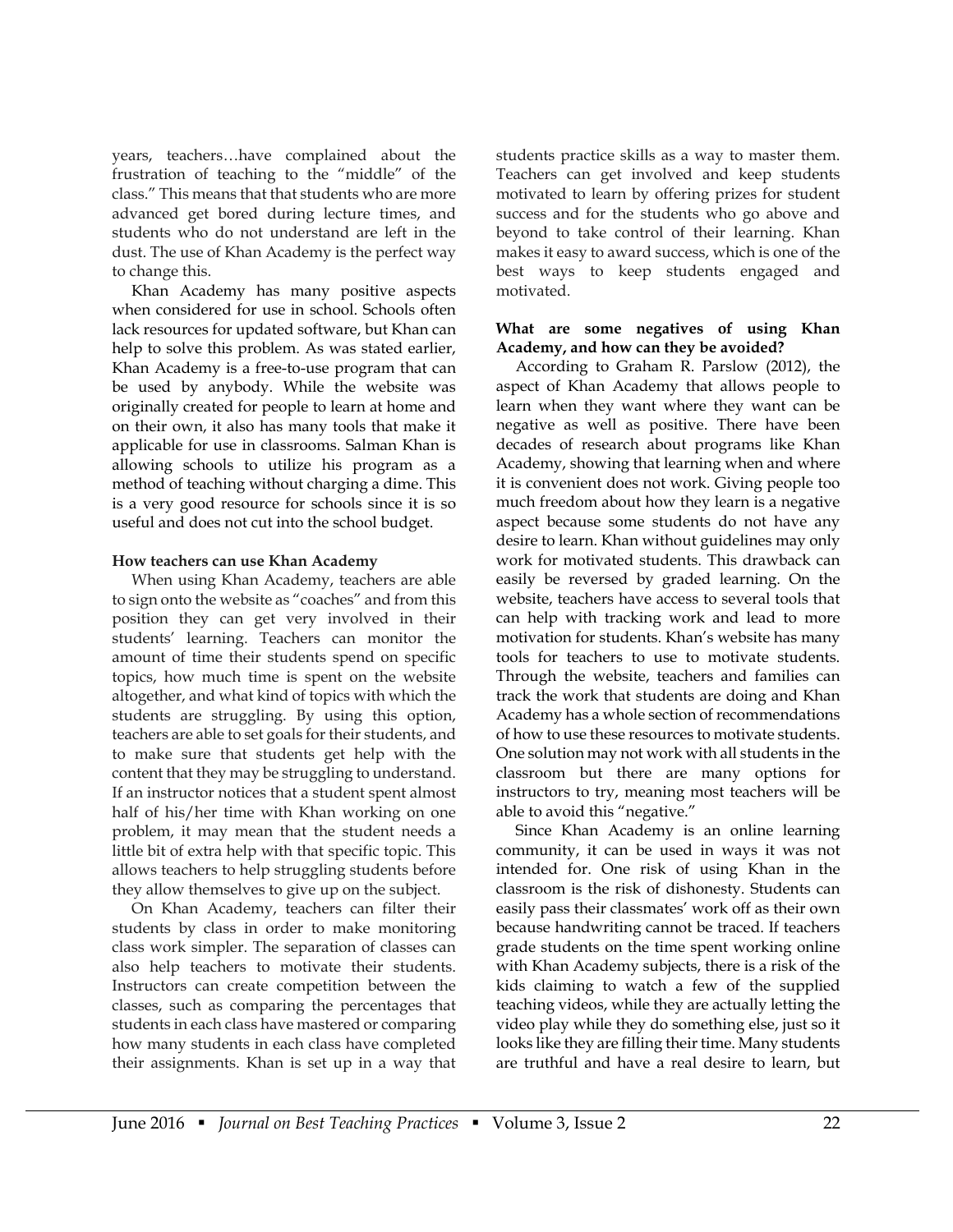years, teachers…have complained about the frustration of teaching to the "middle" of the class." This means that that students who are more advanced get bored during lecture times, and students who do not understand are left in the dust. The use of Khan Academy is the perfect way to change this.

Khan Academy has many positive aspects when considered for use in school. Schools often lack resources for updated software, but Khan can help to solve this problem. As was stated earlier, Khan Academy is a free-to-use program that can be used by anybody. While the website was originally created for people to learn at home and on their own, it also has many tools that make it applicable for use in classrooms. Salman Khan is allowing schools to utilize his program as a method of teaching without charging a dime. This is a very good resource for schools since it is so useful and does not cut into the school budget.

**How teachers can use Khan Academy**

When using Khan Academy, teachers are able to sign onto the website as "coaches" and from this position they can get very involved in their students' learning. Teachers can monitor the amount of time their students spend on specific topics, how much time is spent on the website altogether, and what kind of topics with which the students are struggling. By using this option, teachers are able to set goals for their students, and to make sure that students get help with the content that they may be struggling to understand. If an instructor notices that a student spent almost half of his/her time with Khan working on one problem, it may mean that the student needs a little bit of extra help with that specific topic. This allows teachers to help struggling students before they allow themselves to give up on the subject.

On Khan Academy, teachers can filter their students by class in order to make monitoring class work simpler. The separation of classes can also help teachers to motivate their students. Instructors can create competition between the classes, such as comparing the percentages that students in each class have mastered or comparing how many students in each class have completed their assignments. Khan is set up in a way that students practice skills as a way to master them. Teachers can get involved and keep students motivated to learn by offering prizes for student success and for the students who go above and beyond to take control of their learning. Khan makes it easy to award success, which is one of the best ways to keep students engaged and motivated.

**What are some negatives of using Khan Academy, and how can they be avoided?**

According to Graham R. Parslow (2012), the aspect of Khan Academy that allows people to learn when they want where they want can be negative as well as positive. There have been decades of research about programs like Khan Academy, showing that learning when and where it is convenient does not work. Giving people too much freedom about how they learn is a negative aspect because some students do not have any desire to learn. Khan without guidelines may only work for motivated students. This drawback can easily be reversed by graded learning. On the website, teachers have access to several tools that can help with tracking work and lead to more motivation for students. Khan's website has many tools for teachers to use to motivate students. Through the website, teachers and families can track the work that students are doing and Khan Academy has a whole section of recommendations of how to use these resources to motivate students. One solution may not work with all students in the classroom but there are many options for instructors to try, meaning most teachers will be able to avoid this "negative."

Since Khan Academy is an online learning community, it can be used in ways it was not intended for. One risk of using Khan in the classroom is the risk of dishonesty. Students can easily pass their classmates' work off as their own because handwriting cannot be traced. If teachers grade students on the time spent working online with Khan Academy subjects, there is a risk of the kids claiming to watch a few of the supplied teaching videos, while they are actually letting the video play while they do something else, just so it looks like they are filling their time. Many students are truthful and have a real desire to learn, but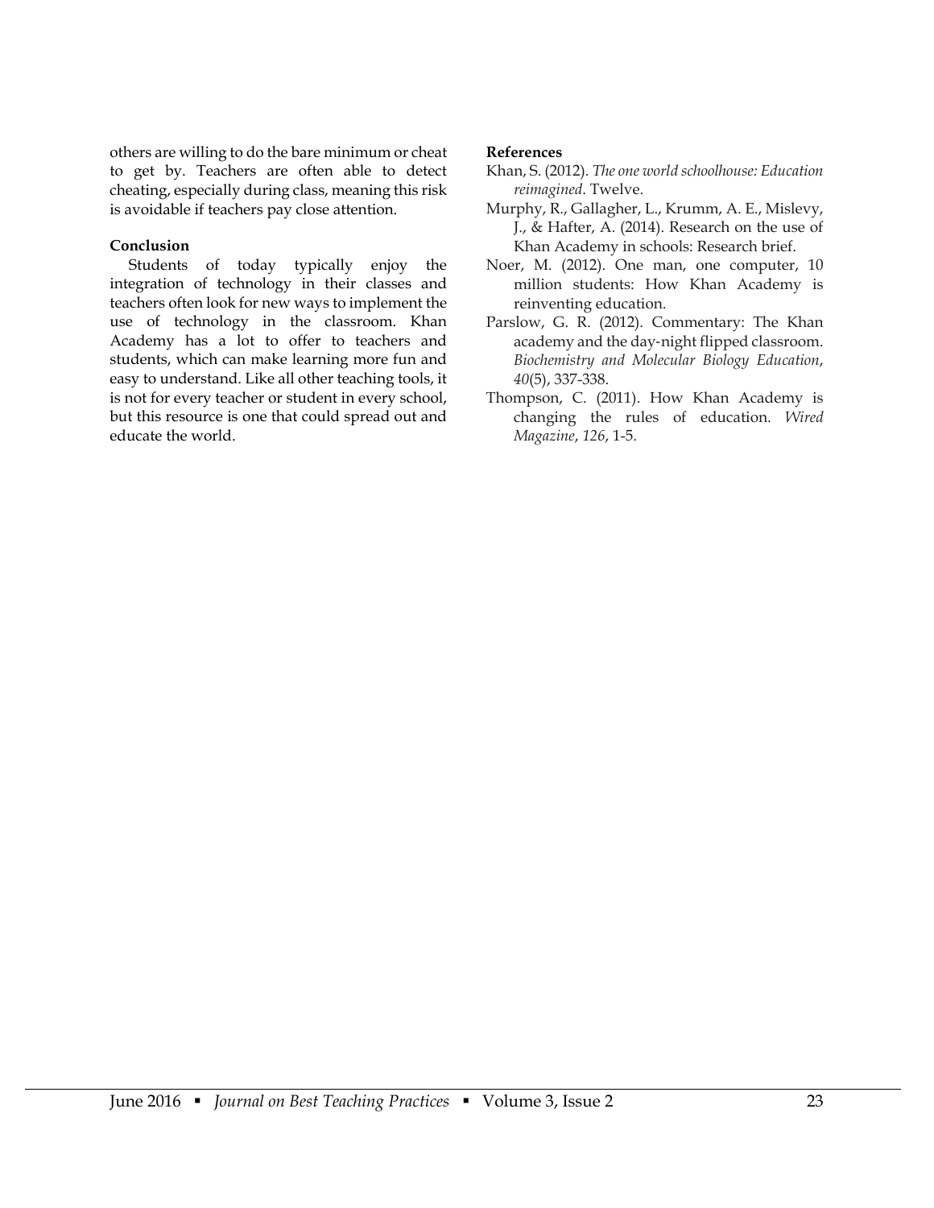others are willing to do the bare minimum or cheat to get by. Teachers are often able to detect cheating, especially during class, meaning this risk is avoidable if teachers pay close attention.

**Conclusion**

Students of today typically enjoy the integration of technology in their classes and teachers often look for new ways to implement the use of technology in the classroom. Khan Academy has a lot to offer to teachers and students, which can make learning more fun and easy to understand. Like all other teaching tools, it is not for every teacher or student in every school, but this resource is one that could spread out and educate the world.

**References**

Khan, S. (2012). *The one world schoolhouse: Education reimagined*. Twelve.

Murphy, R., Gallagher, L., Krumm, A. E., Mislevy, J., & Hafter, A. (2014). Research on the use of Khan Academy in schools: Research brief.

Noer, M. (2012). One man, one computer, 10 million students: How Khan Academy is reinventing education.

Parslow, G. R. (2012). Commentary: The Khan academy and the day-night flipped classroom. *Biochemistry and Molecular Biology Education*, *40*(5), 337-338.

Thompson, C. (2011). How Khan Academy is changing the rules of education. *Wired Magazine*, *126*, 1-5.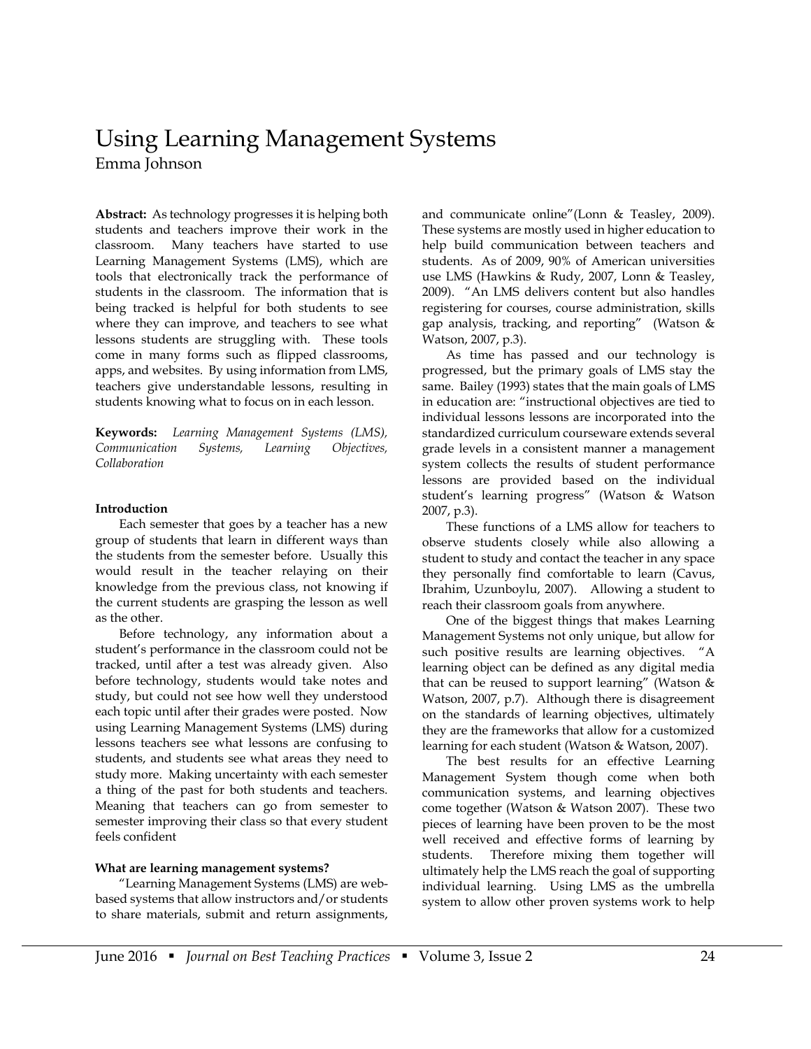# Using Learning Management Systems

Emma Johnson

**Abstract:** As technology progresses it is helping both students and teachers improve their work in the classroom. Many teachers have started to use Learning Management Systems (LMS), which are tools that electronically track the performance of students in the classroom. The information that is being tracked is helpful for both students to see where they can improve, and teachers to see what lessons students are struggling with. These tools come in many forms such as flipped classrooms, apps, and websites. By using information from LMS, teachers give understandable lessons, resulting in students knowing what to focus on in each lesson.

**Keywords:** *Learning Management Systems (LMS), Communication Systems, Learning Objectives, Collaboration*

#### Introduction

Each semester that goes by a teacher has a new group of students that learn in different ways than the students from the semester before. Usually this would result in the teacher relaying on their knowledge from the previous class, not knowing if the current students are grasping the lesson as well as the other.

Before technology, any information about a student's performance in the classroom could not be tracked, until after a test was already given. Also before technology, students would take notes and study, but could not see how well they understood each topic until after their grades were posted. Now using Learning Management Systems (LMS) during lessons teachers see what lessons are confusing to students, and students see what areas they need to study more. Making uncertainty with each semester a thing of the past for both students and teachers. Meaning that teachers can go from semester to semester improving their class so that every student feels confident

#### What are learning management systems?

"Learning Management Systems (LMS) are web-based systems that allow instructors and/or students to share materials, submit and return assignments, and communicate online"(Lonn & Teasley, 2009). These systems are mostly used in higher education to help build communication between teachers and students. As of 2009, 90% of American universities use LMS (Hawkins & Rudy, 2007, Lonn & Teasley, 2009). "An LMS delivers content but also handles registering for courses, course administration, skills gap analysis, tracking, and reporting" (Watson & Watson, 2007, p.3).

As time has passed and our technology is progressed, but the primary goals of LMS stay the same. Bailey (1993) states that the main goals of LMS in education are: "instructional objectives are tied to individual lessons lessons are incorporated into the standardized curriculum courseware extends several grade levels in a consistent manner a management system collects the results of student performance lessons are provided based on the individual student's learning progress" (Watson & Watson 2007, p.3).

These functions of a LMS allow for teachers to observe students closely while also allowing a student to study and contact the teacher in any space they personally find comfortable to learn (Cavus, Ibrahim, Uzunboylu, 2007). Allowing a student to reach their classroom goals from anywhere.

One of the biggest things that makes Learning Management Systems not only unique, but allow for such positive results are learning objectives. "A learning object can be defined as any digital media that can be reused to support learning" (Watson & Watson, 2007, p.7). Although there is disagreement on the standards of learning objectives, ultimately they are the frameworks that allow for a customized learning for each student (Watson & Watson, 2007).

The best results for an effective Learning Management System though come when both communication systems, and learning objectives come together (Watson & Watson 2007). These two pieces of learning have been proven to be the most well received and effective forms of learning by students. Therefore mixing them together will ultimately help the LMS reach the goal of supporting individual learning. Using LMS as the umbrella system to allow other proven systems work to help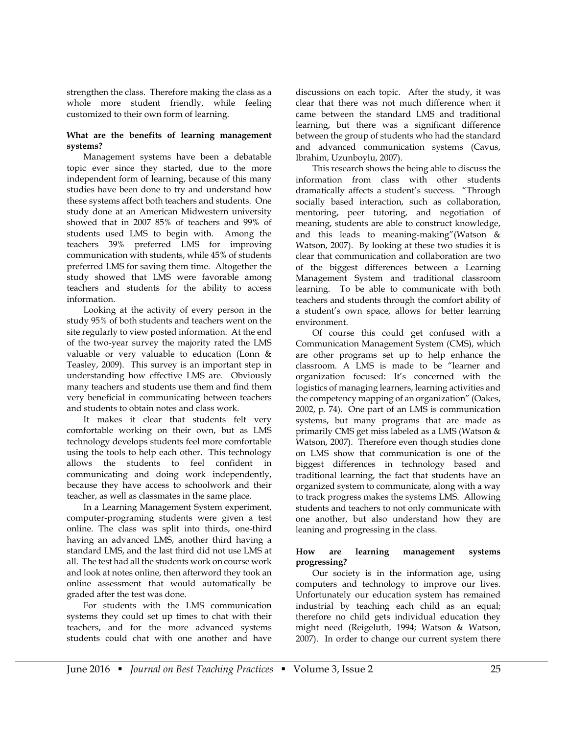strengthen the class. Therefore making the class as a whole more student friendly, while feeling customized to their own form of learning.

**What are the benefits of learning management systems?**

Management systems have been a debatable topic ever since they started, due to the more independent form of learning, because of this many studies have been done to try and understand how these systems affect both teachers and students. One study done at an American Midwestern university showed that in 2007 85% of teachers and 99% of students used LMS to begin with. Among the teachers 39% preferred LMS for improving communication with students, while 45% of students preferred LMS for saving them time. Altogether the study showed that LMS were favorable among teachers and students for the ability to access information.

Looking at the activity of every person in the study 95% of both students and teachers went on the site regularly to view posted information. At the end of the two-year survey the majority rated the LMS valuable or very valuable to education (Lonn & Teasley, 2009). This survey is an important step in understanding how effective LMS are. Obviously many teachers and students use them and find them very beneficial in communicating between teachers and students to obtain notes and class work.

It makes it clear that students felt very comfortable working on their own, but as LMS technology develops students feel more comfortable using the tools to help each other. This technology allows the students to feel confident in communicating and doing work independently, because they have access to schoolwork and their teacher, as well as classmates in the same place.

In a Learning Management System experiment, computer-programing students were given a test online. The class was split into thirds, one-third having an advanced LMS, another third having a standard LMS, and the last third did not use LMS at all. The test had all the students work on course work and look at notes online, then afterword they took an online assessment that would automatically be graded after the test was done.

For students with the LMS communication systems they could set up times to chat with their teachers, and for the more advanced systems students could chat with one another and have discussions on each topic. After the study, it was clear that there was not much difference when it came between the standard LMS and traditional learning, but there was a significant difference between the group of students who had the standard and advanced communication systems (Cavus, Ibrahim, Uzunboylu, 2007).

This research shows the being able to discuss the information from class with other students dramatically affects a student's success. "Through socially based interaction, such as collaboration, mentoring, peer tutoring, and negotiation of meaning, students are able to construct knowledge, and this leads to meaning-making"(Watson & Watson, 2007). By looking at these two studies it is clear that communication and collaboration are two of the biggest differences between a Learning Management System and traditional classroom learning. To be able to communicate with both teachers and students through the comfort ability of a student's own space, allows for better learning environment.

Of course this could get confused with a Communication Management System (CMS), which are other programs set up to help enhance the classroom. A LMS is made to be "learner and organization focused: It's concerned with the logistics of managing learners, learning activities and the competency mapping of an organization" (Oakes, 2002, p. 74). One part of an LMS is communication systems, but many programs that are made as primarily CMS get miss labeled as a LMS (Watson & Watson, 2007). Therefore even though studies done on LMS show that communication is one of the biggest differences in technology based and traditional learning, the fact that students have an organized system to communicate, along with a way to track progress makes the systems LMS. Allowing students and teachers to not only communicate with one another, but also understand how they are leaning and progressing in the class.

**How are learning management systems progressing?**

Our society is in the information age, using computers and technology to improve our lives. Unfortunately our education system has remained industrial by teaching each child as an equal; therefore no child gets individual education they might need (Reigeluth, 1994; Watson & Watson, 2007). In order to change our current system there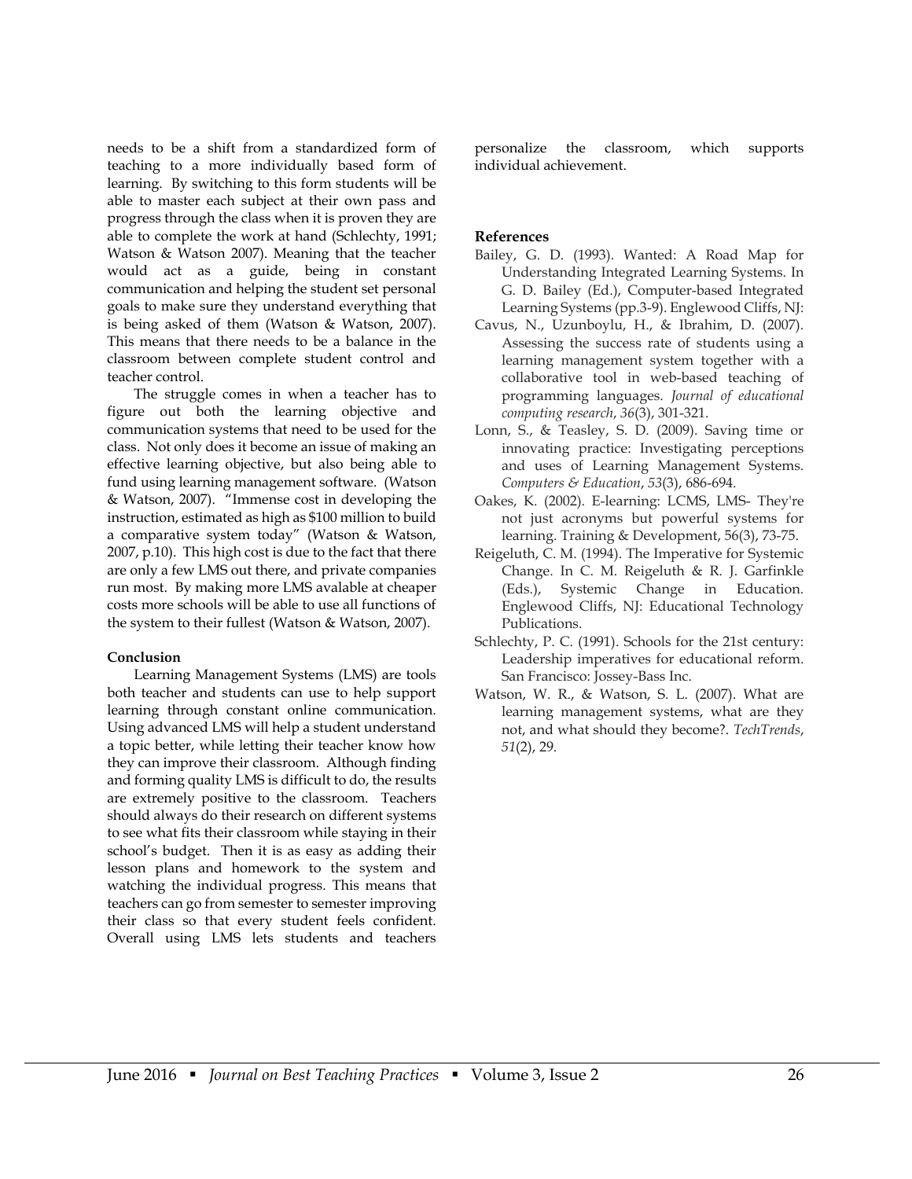needs to be a shift from a standardized form of teaching to a more individually based form of learning. By switching to this form students will be able to master each subject at their own pass and progress through the class when it is proven they are able to complete the work at hand (Schlechty, 1991; Watson & Watson 2007). Meaning that the teacher would act as a guide, being in constant communication and helping the student set personal goals to make sure they understand everything that is being asked of them (Watson & Watson, 2007). This means that there needs to be a balance in the classroom between complete student control and teacher control.

The struggle comes in when a teacher has to figure out both the learning objective and communication systems that need to be used for the class. Not only does it become an issue of making an effective learning objective, but also being able to fund using learning management software. (Watson & Watson, 2007). "Immense cost in developing the instruction, estimated as high as $100 million to build a comparative system today" (Watson & Watson, 2007, p.10). This high cost is due to the fact that there are only a few LMS out there, and private companies run most. By making more LMS avalable at cheaper costs more schools will be able to use all functions of the system to their fullest (Watson & Watson, 2007).

**Conclusion**

Learning Management Systems (LMS) are tools both teacher and students can use to help support learning through constant online communication. Using advanced LMS will help a student understand a topic better, while letting their teacher know how they can improve their classroom. Although finding and forming quality LMS is difficult to do, the results are extremely positive to the classroom. Teachers should always do their research on different systems to see what fits their classroom while staying in their school's budget. Then it is as easy as adding their lesson plans and homework to the system and watching the individual progress. This means that teachers can go from semester to semester improving their class so that every student feels confident. Overall using LMS lets students and teachers personalize the classroom, which supports individual achievement.

**References**

Bailey, G. D. (1993). Wanted: A Road Map for Understanding Integrated Learning Systems. In G. D. Bailey (Ed.), Computer-based Integrated Learning Systems (pp.3-9). Englewood Cliffs, NJ:

Cavus, N., Uzunboylu, H., & Ibrahim, D. (2007). Assessing the success rate of students using a learning management system together with a collaborative tool in web-based teaching of programming languages. *Journal of educational computing research*, *36*(3), 301-321.

Lonn, S., & Teasley, S. D. (2009). Saving time or innovating practice: Investigating perceptions and uses of Learning Management Systems. *Computers & Education*, *53*(3), 686-694.

Oakes, K. (2002). E-learning: LCMS, LMS- They're not just acronyms but powerful systems for learning. Training & Development, 56(3), 73-75.

Reigeluth, C. M. (1994). The Imperative for Systemic Change. In C. M. Reigeluth & R. J. Garfinkle (Eds.), Systemic Change in Education. Englewood Cliffs, NJ: Educational Technology Publications.

Schlechty, P. C. (1991). Schools for the 21st century: Leadership imperatives for educational reform. San Francisco: Jossey-Bass Inc.

Watson, W. R., & Watson, S. L. (2007). What are learning management systems, what are they not, and what should they become?. *TechTrends*, *51*(2), 29.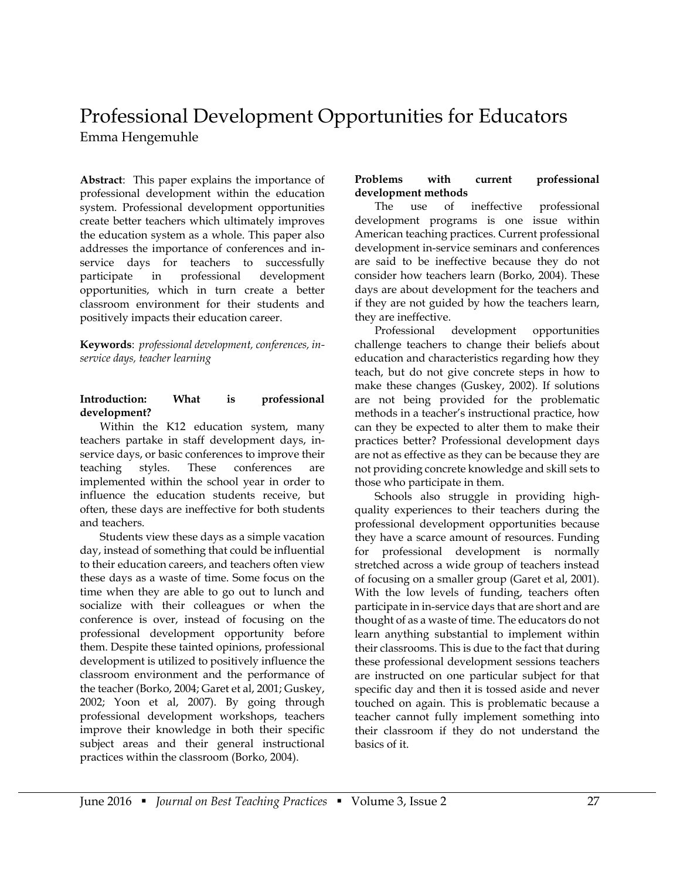# Professional Development Opportunities for Educators

Emma Hengemuhle

**Abstract**: This paper explains the importance of professional development within the education system. Professional development opportunities create better teachers which ultimately improves the education system as a whole. This paper also addresses the importance of conferences and in-service days for teachers to successfully participate in professional development opportunities, which in turn create a better classroom environment for their students and positively impacts their education career.

**Keywords**: *professional development, conferences, in-service days, teacher learning*

## Introduction: What is professional development?

Within the K12 education system, many teachers partake in staff development days, in-service days, or basic conferences to improve their teaching styles. These conferences are implemented within the school year in order to influence the education students receive, but often, these days are ineffective for both students and teachers.

Students view these days as a simple vacation day, instead of something that could be influential to their education careers, and teachers often view these days as a waste of time. Some focus on the time when they are able to go out to lunch and socialize with their colleagues or when the conference is over, instead of focusing on the professional development opportunity before them. Despite these tainted opinions, professional development is utilized to positively influence the classroom environment and the performance of the teacher (Borko, 2004; Garet et al, 2001; Guskey, 2002; Yoon et al, 2007). By going through professional development workshops, teachers improve their knowledge in both their specific subject areas and their general instructional practices within the classroom (Borko, 2004).

## Problems with current professional development methods

The use of ineffective professional development programs is one issue within American teaching practices. Current professional development in-service seminars and conferences are said to be ineffective because they do not consider how teachers learn (Borko, 2004). These days are about development for the teachers and if they are not guided by how the teachers learn, they are ineffective.

Professional development opportunities challenge teachers to change their beliefs about education and characteristics regarding how they teach, but do not give concrete steps in how to make these changes (Guskey, 2002). If solutions are not being provided for the problematic methods in a teacher's instructional practice, how can they be expected to alter them to make their practices better? Professional development days are not as effective as they can be because they are not providing concrete knowledge and skill sets to those who participate in them.

Schools also struggle in providing high-quality experiences to their teachers during the professional development opportunities because they have a scarce amount of resources. Funding for professional development is normally stretched across a wide group of teachers instead of focusing on a smaller group (Garet et al, 2001). With the low levels of funding, teachers often participate in in-service days that are short and are thought of as a waste of time. The educators do not learn anything substantial to implement within their classrooms. This is due to the fact that during these professional development sessions teachers are instructed on one particular subject for that specific day and then it is tossed aside and never touched on again. This is problematic because a teacher cannot fully implement something into their classroom if they do not understand the basics of it.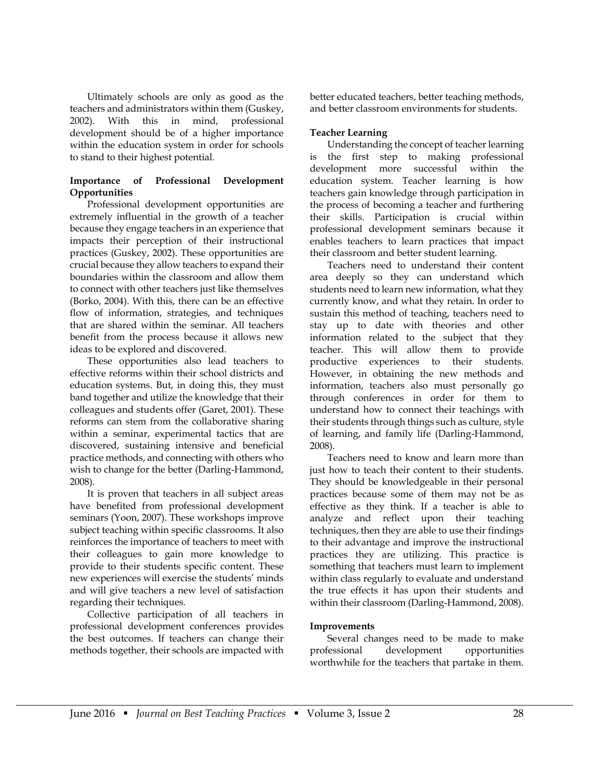Ultimately schools are only as good as the teachers and administrators within them (Guskey, 2002). With this in mind, professional development should be of a higher importance within the education system in order for schools to stand to their highest potential.

**Importance of Professional Development Opportunities**

Professional development opportunities are extremely influential in the growth of a teacher because they engage teachers in an experience that impacts their perception of their instructional practices (Guskey, 2002). These opportunities are crucial because they allow teachers to expand their boundaries within the classroom and allow them to connect with other teachers just like themselves (Borko, 2004). With this, there can be an effective flow of information, strategies, and techniques that are shared within the seminar. All teachers benefit from the process because it allows new ideas to be explored and discovered.

These opportunities also lead teachers to effective reforms within their school districts and education systems. But, in doing this, they must band together and utilize the knowledge that their colleagues and students offer (Garet, 2001). These reforms can stem from the collaborative sharing within a seminar, experimental tactics that are discovered, sustaining intensive and beneficial practice methods, and connecting with others who wish to change for the better (Darling-Hammond, 2008).

It is proven that teachers in all subject areas have benefited from professional development seminars (Yoon, 2007). These workshops improve subject teaching within specific classrooms. It also reinforces the importance of teachers to meet with their colleagues to gain more knowledge to provide to their students specific content. These new experiences will exercise the students' minds and will give teachers a new level of satisfaction regarding their techniques.

Collective participation of all teachers in professional development conferences provides the best outcomes. If teachers can change their methods together, their schools are impacted with better educated teachers, better teaching methods, and better classroom environments for students.

**Teacher Learning**

Understanding the concept of teacher learning is the first step to making professional development more successful within the education system. Teacher learning is how teachers gain knowledge through participation in the process of becoming a teacher and furthering their skills. Participation is crucial within professional development seminars because it enables teachers to learn practices that impact their classroom and better student learning.

Teachers need to understand their content area deeply so they can understand which students need to learn new information, what they currently know, and what they retain. In order to sustain this method of teaching, teachers need to stay up to date with theories and other information related to the subject that they teacher. This will allow them to provide productive experiences to their students. However, in obtaining the new methods and information, teachers also must personally go through conferences in order for them to understand how to connect their teachings with their students through things such as culture, style of learning, and family life (Darling-Hammond, 2008).

Teachers need to know and learn more than just how to teach their content to their students. They should be knowledgeable in their personal practices because some of them may not be as effective as they think. If a teacher is able to analyze and reflect upon their teaching techniques, then they are able to use their findings to their advantage and improve the instructional practices they are utilizing. This practice is something that teachers must learn to implement within class regularly to evaluate and understand the true effects it has upon their students and within their classroom (Darling-Hammond, 2008).

**Improvements**

Several changes need to be made to make professional development opportunities worthwhile for the teachers that partake in them.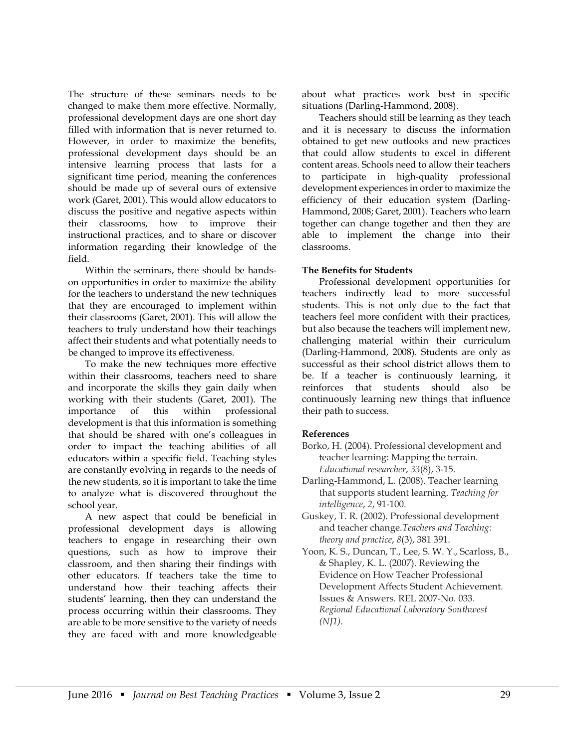The structure of these seminars needs to be changed to make them more effective. Normally, professional development days are one short day filled with information that is never returned to. However, in order to maximize the benefits, professional development days should be an intensive learning process that lasts for a significant time period, meaning the conferences should be made up of several ours of extensive work (Garet, 2001). This would allow educators to discuss the positive and negative aspects within their classrooms, how to improve their instructional practices, and to share or discover information regarding their knowledge of the field.

Within the seminars, there should be hands-on opportunities in order to maximize the ability for the teachers to understand the new techniques that they are encouraged to implement within their classrooms (Garet, 2001). This will allow the teachers to truly understand how their teachings affect their students and what potentially needs to be changed to improve its effectiveness.

To make the new techniques more effective within their classrooms, teachers need to share and incorporate the skills they gain daily when working with their students (Garet, 2001). The importance of this within professional development is that this information is something that should be shared with one's colleagues in order to impact the teaching abilities of all educators within a specific field. Teaching styles are constantly evolving in regards to the needs of the new students, so it is important to take the time to analyze what is discovered throughout the school year.

A new aspect that could be beneficial in professional development days is allowing teachers to engage in researching their own questions, such as how to improve their classroom, and then sharing their findings with other educators. If teachers take the time to understand how their teaching affects their students' learning, then they can understand the process occurring within their classrooms. They are able to be more sensitive to the variety of needs they are faced with and more knowledgeable about what practices work best in specific situations (Darling-Hammond, 2008).

Teachers should still be learning as they teach and it is necessary to discuss the information obtained to get new outlooks and new practices that could allow students to excel in different content areas. Schools need to allow their teachers to participate in high-quality professional development experiences in order to maximize the efficiency of their education system (Darling-Hammond, 2008; Garet, 2001). Teachers who learn together can change together and then they are able to implement the change into their classrooms.

**The Benefits for Students**

Professional development opportunities for teachers indirectly lead to more successful students. This is not only due to the fact that teachers feel more confident with their practices, but also because the teachers will implement new, challenging material within their curriculum (Darling-Hammond, 2008). Students are only as successful as their school district allows them to be. If a teacher is continuously learning, it reinforces that students should also be continuously learning new things that influence their path to success.

**References**

Borko, H. (2004). Professional development and teacher learning: Mapping the terrain. *Educational researcher*, *33*(8), 3-15.

Darling-Hammond, L. (2008). Teacher learning that supports student learning. *Teaching for intelligence*, *2*, 91-100.

Guskey, T. R. (2002). Professional development and teacher change.*Teachers and Teaching: theory and practice*, *8*(3), 381 391.

Yoon, K. S., Duncan, T., Lee, S. W. Y., Scarloss, B., & Shapley, K. L. (2007). Reviewing the Evidence on How Teacher Professional Development Affects Student Achievement. Issues & Answers. REL 2007-No. 033. *Regional Educational Laboratory Southwest (NJ1)*.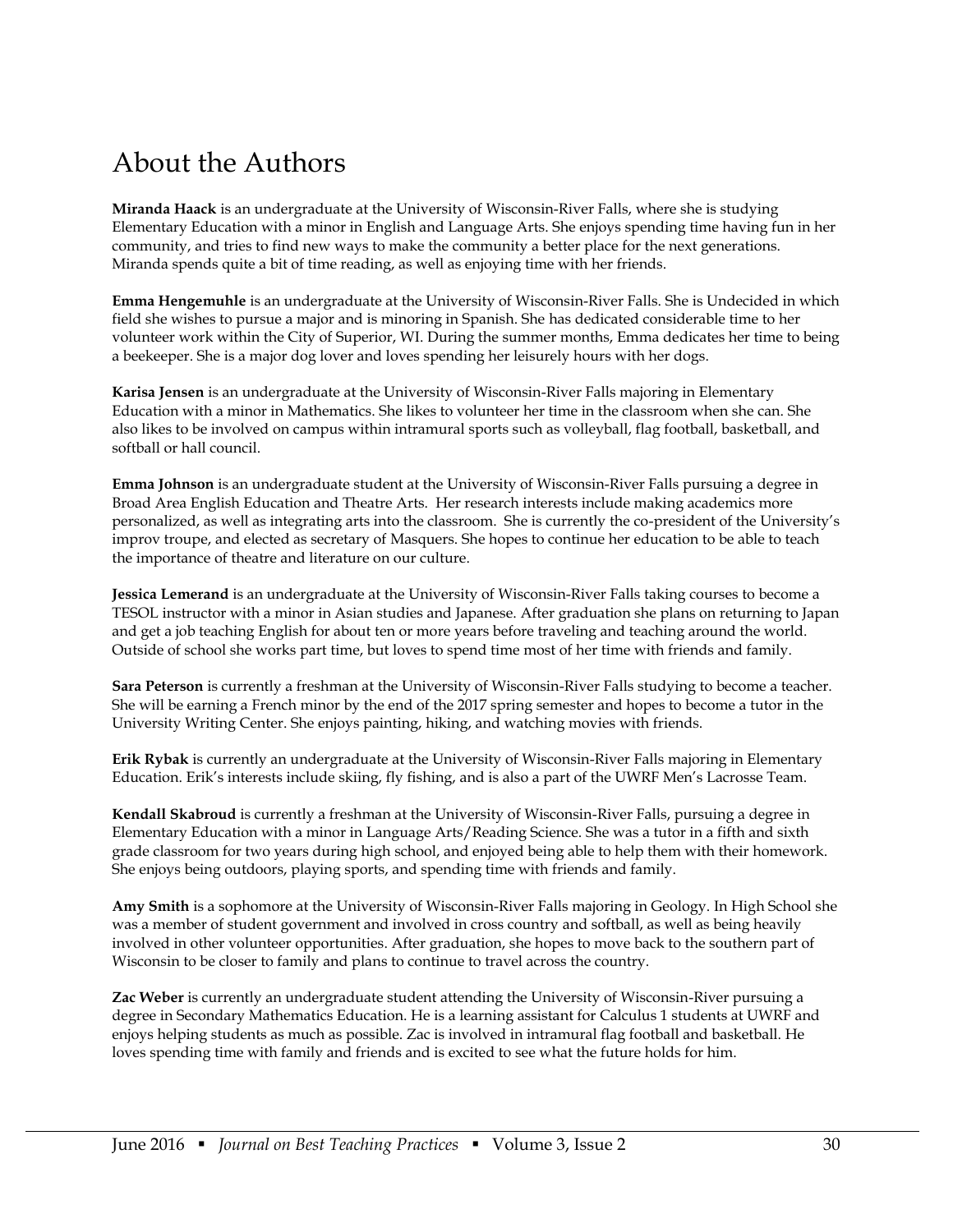# About the Authors

**Miranda Haack** is an undergraduate at the University of Wisconsin-River Falls, where she is studying Elementary Education with a minor in English and Language Arts. She enjoys spending time having fun in her community, and tries to find new ways to make the community a better place for the next generations. Miranda spends quite a bit of time reading, as well as enjoying time with her friends.

**Emma Hengemuhle** is an undergraduate at the University of Wisconsin-River Falls. She is Undecided in which field she wishes to pursue a major and is minoring in Spanish. She has dedicated considerable time to her volunteer work within the City of Superior, WI. During the summer months, Emma dedicates her time to being a beekeeper. She is a major dog lover and loves spending her leisurely hours with her dogs.

**Karisa Jensen** is an undergraduate at the University of Wisconsin-River Falls majoring in Elementary Education with a minor in Mathematics. She likes to volunteer her time in the classroom when she can. She also likes to be involved on campus within intramural sports such as volleyball, flag football, basketball, and softball or hall council.

**Emma Johnson** is an undergraduate student at the University of Wisconsin-River Falls pursuing a degree in Broad Area English Education and Theatre Arts. Her research interests include making academics more personalized, as well as integrating arts into the classroom. She is currently the co-president of the University's improv troupe, and elected as secretary of Masquers. She hopes to continue her education to be able to teach the importance of theatre and literature on our culture.

**Jessica Lemerand** is an undergraduate at the University of Wisconsin-River Falls taking courses to become a TESOL instructor with a minor in Asian studies and Japanese. After graduation she plans on returning to Japan and get a job teaching English for about ten or more years before traveling and teaching around the world. Outside of school she works part time, but loves to spend time most of her time with friends and family.

**Sara Peterson** is currently a freshman at the University of Wisconsin-River Falls studying to become a teacher. She will be earning a French minor by the end of the 2017 spring semester and hopes to become a tutor in the University Writing Center. She enjoys painting, hiking, and watching movies with friends.

**Erik Rybak** is currently an undergraduate at the University of Wisconsin-River Falls majoring in Elementary Education. Erik's interests include skiing, fly fishing, and is also a part of the UWRF Men's Lacrosse Team.

**Kendall Skabroud** is currently a freshman at the University of Wisconsin-River Falls, pursuing a degree in Elementary Education with a minor in Language Arts/Reading Science. She was a tutor in a fifth and sixth grade classroom for two years during high school, and enjoyed being able to help them with their homework. She enjoys being outdoors, playing sports, and spending time with friends and family.

**Amy Smith** is a sophomore at the University of Wisconsin-River Falls majoring in Geology. In High School she was a member of student government and involved in cross country and softball, as well as being heavily involved in other volunteer opportunities. After graduation, she hopes to move back to the southern part of Wisconsin to be closer to family and plans to continue to travel across the country.

**Zac Weber** is currently an undergraduate student attending the University of Wisconsin-River pursuing a degree in Secondary Mathematics Education. He is a learning assistant for Calculus 1 students at UWRF and enjoys helping students as much as possible. Zac is involved in intramural flag football and basketball. He loves spending time with family and friends and is excited to see what the future holds for him.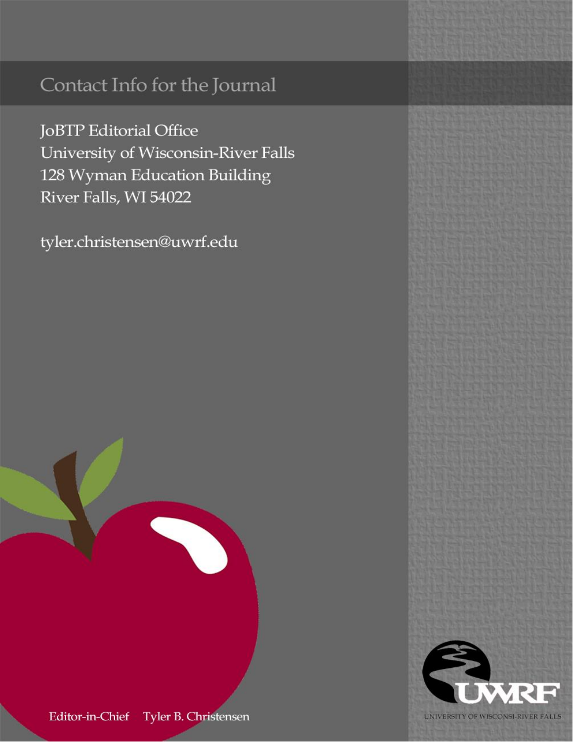## Contact Info for the Journal

JoBTP Editorial Office
University of Wisconsin-River Falls
128 Wyman Education Building
River Falls, WI 54022

tyler.christensen@uwrf.edu

Editor-in-Chief Tyler B. Christensen

UWRF
UNIVERSITY OF WISCONSI-RIVER FALLS